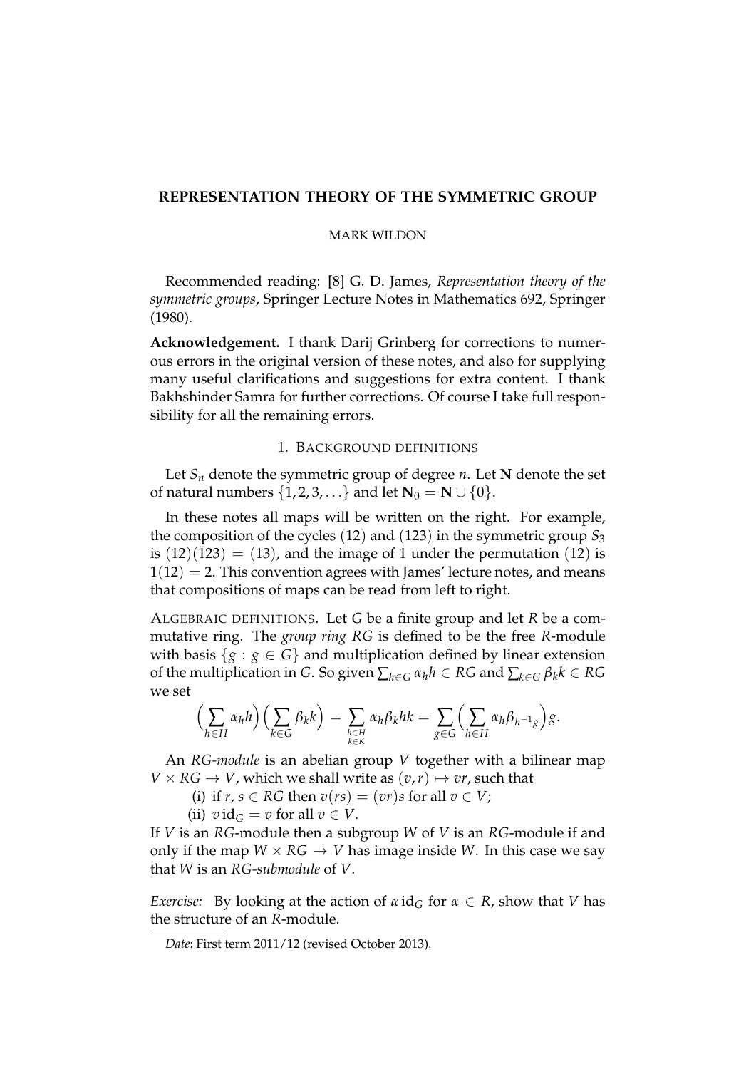# REPRESENTATION THEORY OF THE SYMMETRIC GROUP

MARK WILDON

Recommended reading: [8] G. D. James, *Representation theory of the symmetric groups*, Springer Lecture Notes in Mathematics 692, Springer (1980).

**Acknowledgement.** I thank Darij Grinberg for corrections to numerous errors in the original version of these notes, and also for supplying many useful clarifications and suggestions for extra content. I thank Bakhshinder Samra for further corrections. Of course I take full responsibility for all the remaining errors.

## 1. BACKGROUND DEFINITIONS

Let $S_n$ denote the symmetric group of degree $n$. Let $\mathbf{N}$ denote the set of natural numbers $\{1, 2, 3, \ldots\}$ and let $\mathbf{N}_0 = \mathbf{N} \cup \{0\}$.

In these notes all maps will be written on the right. For example, the composition of the cycles $(12)$ and $(123)$ in the symmetric group $S_3$ is $(12)(123) = (13)$, and the image of 1 under the permutation $(12)$ is $1(12) = 2$. This convention agrees with James' lecture notes, and means that compositions of maps can be read from left to right.

ALGEBRAIC DEFINITIONS. Let $G$ be a finite group and let $R$ be a commutative ring. The *group ring* $RG$ is defined to be the free $R$-module with basis $\{g : g \in G\}$ and multiplication defined by linear extension of the multiplication in $G$. So given $\sum_{h \in G} \alpha_h h \in RG$ and $\sum_{k \in G} \beta_k k \in RG$ we set

$$\Big(\sum_{h \in H} \alpha_h h\Big)\Big(\sum_{k \in G} \beta_k k\Big) = \sum_{\substack{h \in H \\ k \in K}} \alpha_h \beta_k hk = \sum_{g \in G} \Big(\sum_{h \in H} \alpha_h \beta_{h^{-1}g}\Big) g.$$

An *RG-module* is an abelian group $V$ together with a bilinear map $V \times RG \to V$, which we shall write as $(v, r) \mapsto vr$, such that

(i) if $r, s \in RG$ then $v(rs) = (vr)s$ for all $v \in V$;

(ii) $v \,\mathrm{id}_G = v$ for all $v \in V$.

If $V$ is an $RG$-module then a subgroup $W$ of $V$ is an $RG$-module if and only if the map $W \times RG \to V$ has image inside $W$. In this case we say that $W$ is an *RG-submodule* of $V$.

*Exercise:* By looking at the action of $\alpha \,\mathrm{id}_G$ for $\alpha \in R$, show that $V$ has the structure of an $R$-module.

*Date*: First term 2011/12 (revised October 2013).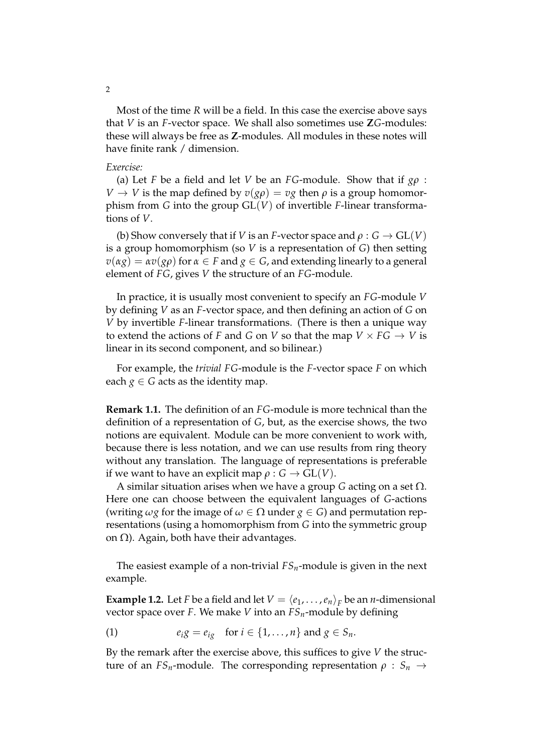Most of the time $R$ will be a field. In this case the exercise above says that $V$ is an $F$-vector space. We shall also sometimes use $\mathbf{Z}G$-modules: these will always be free as $\mathbf{Z}$-modules. All modules in these notes will have finite rank / dimension.

*Exercise:*

(a) Let $F$ be a field and let $V$ be an $FG$-module. Show that if $g\rho : V \to V$ is the map defined by $v(g\rho) = vg$ then $\rho$ is a group homomorphism from $G$ into the group $\mathrm{GL}(V)$ of invertible $F$-linear transformations of $V$.

(b) Show conversely that if $V$ is an $F$-vector space and $\rho : G \to \mathrm{GL}(V)$ is a group homomorphism (so $V$ is a representation of $G$) then setting $v(\alpha g) = \alpha v(g\rho)$ for $\alpha \in F$ and $g \in G$, and extending linearly to a general element of $FG$, gives $V$ the structure of an $FG$-module.

In practice, it is usually most convenient to specify an $FG$-module $V$ by defining $V$ as an $F$-vector space, and then defining an action of $G$ on $V$ by invertible $F$-linear transformations. (There is then a unique way to extend the actions of $F$ and $G$ on $V$ so that the map $V \times FG \to V$ is linear in its second component, and so bilinear.)

For example, the *trivial FG*-module is the $F$-vector space $F$ on which each $g \in G$ acts as the identity map.

**Remark 1.1.** The definition of an $FG$-module is more technical than the definition of a representation of $G$, but, as the exercise shows, the two notions are equivalent. Module can be more convenient to work with, because there is less notation, and we can use results from ring theory without any translation. The language of representations is preferable if we want to have an explicit map $\rho : G \to \mathrm{GL}(V)$.

A similar situation arises when we have a group $G$ acting on a set $\Omega$. Here one can choose between the equivalent languages of $G$-actions (writing $\omega g$ for the image of $\omega \in \Omega$ under $g \in G$) and permutation representations (using a homomorphism from $G$ into the symmetric group on $\Omega$). Again, both have their advantages.

The easiest example of a non-trivial $FS_n$-module is given in the next example.

**Example 1.2.** Let $F$ be a field and let $V = \langle e_1, \ldots, e_n \rangle_F$ be an $n$-dimensional vector space over $F$. We make $V$ into an $FS_n$-module by defining

$$e_i g = e_{ig} \quad \text{for } i \in \{1, \ldots, n\} \text{ and } g \in S_n. \tag{1}$$

By the remark after the exercise above, this suffices to give $V$ the structure of an $FS_n$-module. The corresponding representation $\rho : S_n \to$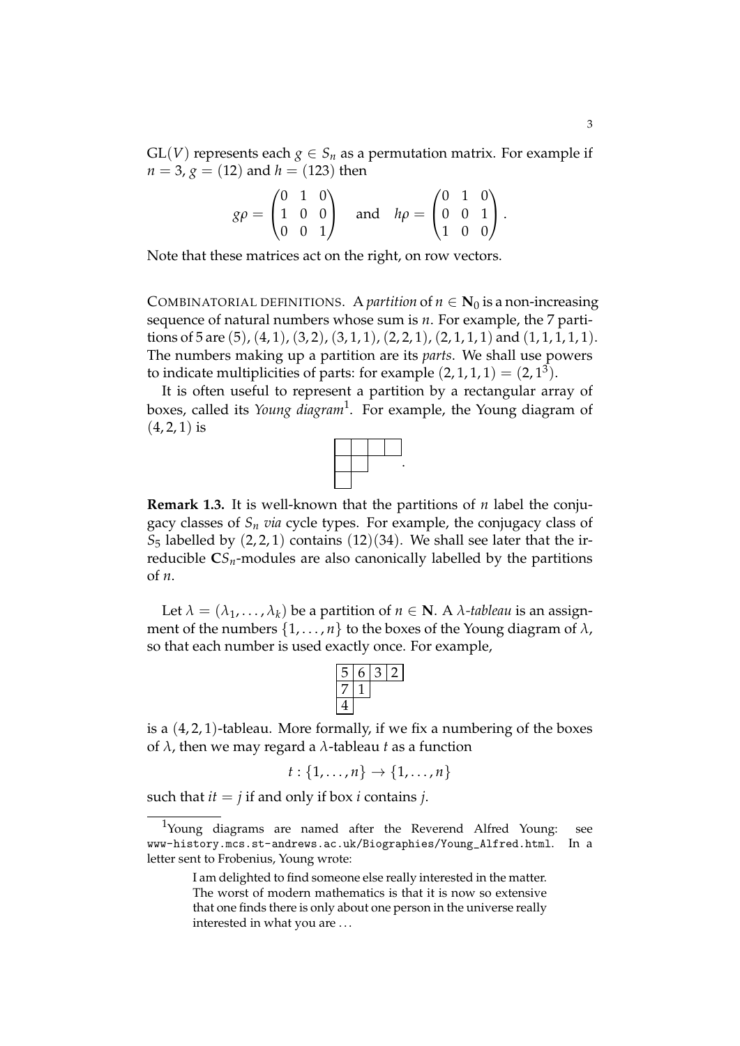$\mathrm{GL}(V)$ represents each $g \in S_n$ as a permutation matrix. For example if $n = 3$, $g = (12)$ and $h = (123)$ then

$$g\rho = \begin{pmatrix} 0 & 1 & 0 \\ 1 & 0 & 0 \\ 0 & 0 & 1 \end{pmatrix} \quad \text{and} \quad h\rho = \begin{pmatrix} 0 & 1 & 0 \\ 0 & 0 & 1 \\ 1 & 0 & 0 \end{pmatrix}.$$

Note that these matrices act on the right, on row vectors.

COMBINATORIAL DEFINITIONS. A *partition* of $n \in \mathbf{N}_0$ is a non-increasing sequence of natural numbers whose sum is $n$. For example, the 7 partitions of 5 are $(5)$, $(4,1)$, $(3,2)$, $(3,1,1)$, $(2,2,1)$, $(2,1,1,1)$ and $(1,1,1,1,1)$. The numbers making up a partition are its *parts*. We shall use powers to indicate multiplicities of parts: for example $(2,1,1,1) = (2,1^3)$.

It is often useful to represent a partition by a rectangular array of boxes, called its *Young diagram*[1]. For example, the Young diagram of $(4,2,1)$ is

$$\begin{array}{|c|c|c|c|} \hline \phantom{0} & \phantom{0} & \phantom{0} & \phantom{0} \\ \hline \phantom{0} & \phantom{0} \\ \cline{1-2} \phantom{0} \\ \cline{1-1} \end{array}\ .$$

**Remark 1.3.** It is well-known that the partitions of $n$ label the conjugacy classes of $S_n$ *via* cycle types. For example, the conjugacy class of $S_5$ labelled by $(2,2,1)$ contains $(12)(34)$. We shall see later that the irreducible $\mathbf{C}S_n$-modules are also canonically labelled by the partitions of $n$.

Let $\lambda = (\lambda_1, \ldots, \lambda_k)$ be a partition of $n \in \mathbf{N}$. A *$\lambda$-tableau* is an assignment of the numbers $\{1, \ldots, n\}$ to the boxes of the Young diagram of $\lambda$, so that each number is used exactly once. For example,

$$\begin{array}{|c|c|c|c|} \hline 5 & 6 & 3 & 2 \\ \hline 7 & 1 \\ \cline{1-2} 4 \\ \cline{1-1} \end{array}$$

is a $(4,2,1)$-tableau. More formally, if we fix a numbering of the boxes of $\lambda$, then we may regard a $\lambda$-tableau $t$ as a function

$$t : \{1, \ldots, n\} \to \{1, \ldots, n\}$$

such that $it = j$ if and only if box $i$ contains $j$.

[1] Young diagrams are named after the Reverend Alfred Young: see www-history.mcs.st-andrews.ac.uk/Biographies/Young_Alfred.html. In a letter sent to Frobenius, Young wrote:

> I am delighted to find someone else really interested in the matter. The worst of modern mathematics is that it is now so extensive that one finds there is only about one person in the universe really interested in what you are ...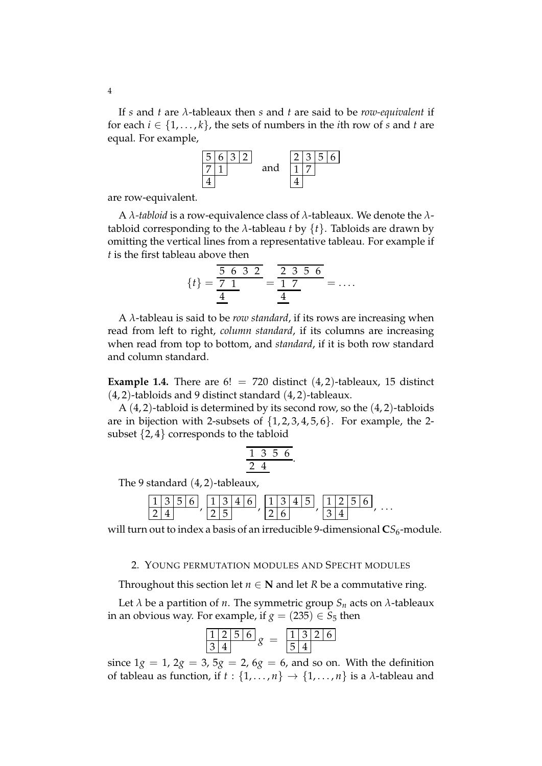If $s$ and $t$ are $\lambda$-tableaux then $s$ and $t$ are said to be *row-equivalent* if for each $i \in \{1, \ldots, k\}$, the sets of numbers in the $i$th row of $s$ and $t$ are equal. For example,

$$\begin{array}{|c|c|c|c|}\hline 5 & 6 & 3 & 2 \\ \hline 7 & 1 \\ \cline{1-2} 4 \\ \cline{1-1}\end{array} \qquad \text{and} \qquad \begin{array}{|c|c|c|c|}\hline 2 & 3 & 5 & 6 \\ \hline 1 & 7 \\ \cline{1-2} 4 \\ \cline{1-1}\end{array}$$

are row-equivalent.

A $\lambda$*-tabloid* is a row-equivalence class of $\lambda$-tableaux. We denote the $\lambda$-tabloid corresponding to the $\lambda$-tableau $t$ by $\{t\}$. Tabloids are drawn by omitting the vertical lines from a representative tableau. For example if $t$ is the first tableau above then

$$\{t\} = \begin{array}{cccc}\hline 5 & 6 & 3 & 2 \\ \hline 7 & 1 \\ \cline{1-2} 4 \\ \cline{1-1}\end{array} = \begin{array}{cccc}\hline 2 & 3 & 5 & 6 \\ \hline 1 & 7 \\ \cline{1-2} 4 \\ \cline{1-1}\end{array} = \ldots.$$

A $\lambda$-tableau is said to be *row standard*, if its rows are increasing when read from left to right, *column standard*, if its columns are increasing when read from top to bottom, and *standard*, if it is both row standard and column standard.

**Example 1.4.** There are $6! = 720$ distinct $(4,2)$-tableaux, 15 distinct $(4,2)$-tabloids and 9 distinct standard $(4,2)$-tableaux.

A $(4,2)$-tabloid is determined by its second row, so the $(4,2)$-tabloids are in bijection with 2-subsets of $\{1,2,3,4,5,6\}$. For example, the 2-subset $\{2,4\}$ corresponds to the tabloid

$$\begin{array}{cccc}\hline 1 & 3 & 5 & 6 \\ \hline 2 & 4 \\ \cline{1-2}\end{array}.$$

The 9 standard $(4,2)$-tableaux,

$$\begin{array}{|c|c|c|c|}\hline 1 & 3 & 5 & 6 \\ \hline 2 & 4 \\ \cline{1-2}\end{array}, \begin{array}{|c|c|c|c|}\hline 1 & 3 & 4 & 6 \\ \hline 2 & 5 \\ \cline{1-2}\end{array}, \begin{array}{|c|c|c|c|}\hline 1 & 3 & 4 & 5 \\ \hline 2 & 6 \\ \cline{1-2}\end{array}, \begin{array}{|c|c|c|c|}\hline 1 & 2 & 5 & 6 \\ \hline 3 & 4 \\ \cline{1-2}\end{array}, \ldots$$

will turn out to index a basis of an irreducible 9-dimensional $\mathbf{C}S_6$-module.

## 2. Young permutation modules and Specht modules

Throughout this section let $n \in \mathbf{N}$ and let $R$ be a commutative ring.

Let $\lambda$ be a partition of $n$. The symmetric group $S_n$ acts on $\lambda$-tableaux in an obvious way. For example, if $g = (235) \in S_5$ then

$$\begin{array}{|c|c|c|c|}\hline 1 & 2 & 5 & 6 \\ \hline 3 & 4 \\ \cline{1-2}\end{array}\, g \;=\; \begin{array}{|c|c|c|c|}\hline 1 & 3 & 2 & 6 \\ \hline 5 & 4 \\ \cline{1-2}\end{array}$$

since $1g = 1$, $2g = 3$, $5g = 2$, $6g = 6$, and so on. With the definition of tableau as function, if $t : \{1, \ldots, n\} \to \{1, \ldots, n\}$ is a $\lambda$-tableau and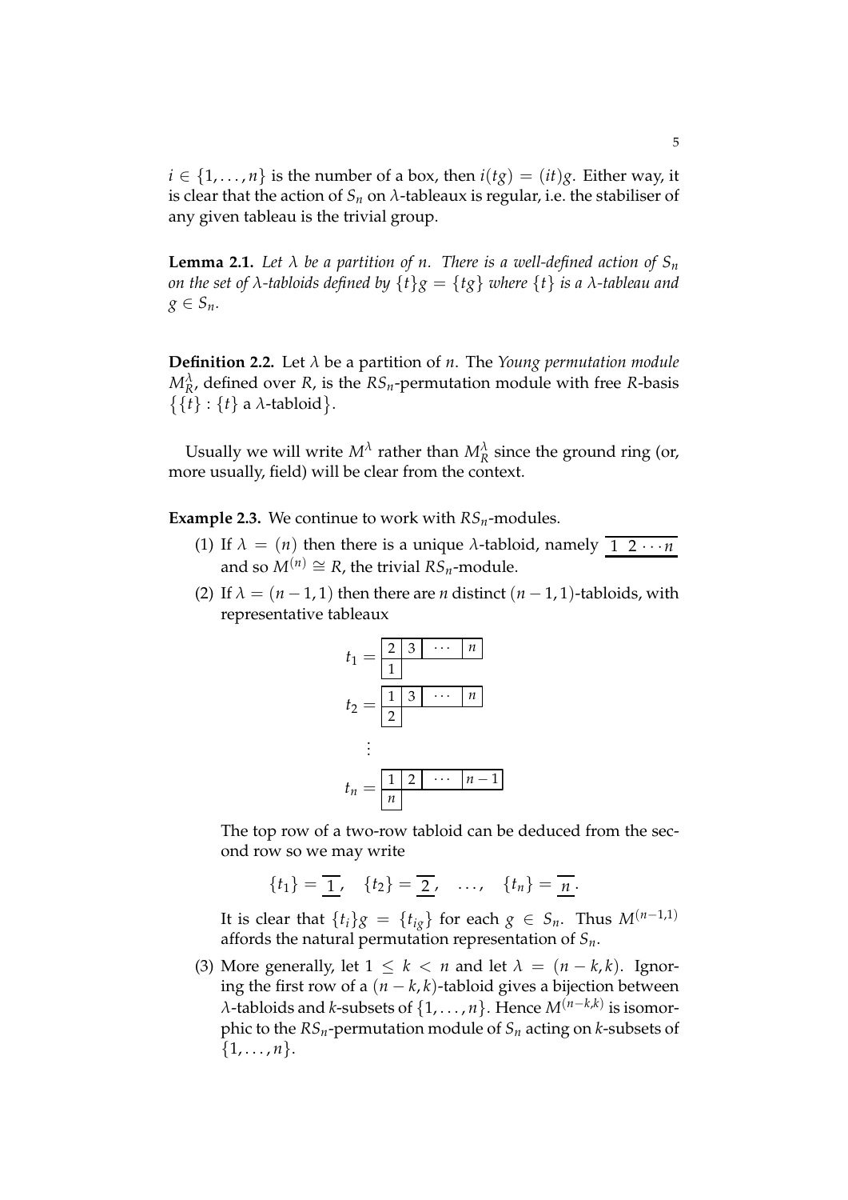$i \in \{1, \ldots, n\}$ is the number of a box, then $i(tg) = (it)g$. Either way, it is clear that the action of $S_n$ on $\lambda$-tableaux is regular, i.e. the stabiliser of any given tableau is the trivial group.

**Lemma 2.1.** *Let $\lambda$ be a partition of $n$. There is a well-defined action of $S_n$ on the set of $\lambda$-tabloids defined by $\{t\}g = \{tg\}$ where $\{t\}$ is a $\lambda$-tableau and $g \in S_n$.*

**Definition 2.2.** Let $\lambda$ be a partition of $n$. The *Young permutation module* $M^\lambda_R$, defined over $R$, is the $RS_n$-permutation module with free $R$-basis $\{\{t\} : \{t\} \text{ a } \lambda\text{-tabloid}\}$.

Usually we will write $M^\lambda$ rather than $M^\lambda_R$ since the ground ring (or, more usually, field) will be clear from the context.

**Example 2.3.** We continue to work with $RS_n$-modules.

(1) If $\lambda = (n)$ then there is a unique $\lambda$-tabloid, namely $\overline{\underline{1\ 2 \cdots n}}$ and so $M^{(n)} \cong R$, the trivial $RS_n$-module.

(2) If $\lambda = (n-1, 1)$ then there are $n$ distinct $(n-1, 1)$-tabloids, with representative tableaux

$$t_1 = \begin{array}{|c|c|c|c|}\hline 2 & 3 & \cdots & n \\ \hline 1 \\ \cline{1-1}\end{array}$$

$$t_2 = \begin{array}{|c|c|c|c|}\hline 1 & 3 & \cdots & n \\ \hline 2 \\ \cline{1-1}\end{array}$$

$$\vdots$$

$$t_n = \begin{array}{|c|c|c|c|}\hline 1 & 2 & \cdots & n-1 \\ \hline n \\ \cline{1-1}\end{array}$$

The top row of a two-row tabloid can be deduced from the second row so we may write

$$\{t_1\} = \overline{\underline{1}}, \quad \{t_2\} = \overline{\underline{2}}, \quad \ldots, \quad \{t_n\} = \overline{\underline{n}}.$$

It is clear that $\{t_i\}g = \{t_{ig}\}$ for each $g \in S_n$. Thus $M^{(n-1,1)}$ affords the natural permutation representation of $S_n$.

(3) More generally, let $1 \leq k < n$ and let $\lambda = (n-k, k)$. Ignoring the first row of a $(n-k, k)$-tabloid gives a bijection between $\lambda$-tabloids and $k$-subsets of $\{1, \ldots, n\}$. Hence $M^{(n-k,k)}$ is isomorphic to the $RS_n$-permutation module of $S_n$ acting on $k$-subsets of $\{1, \ldots, n\}$.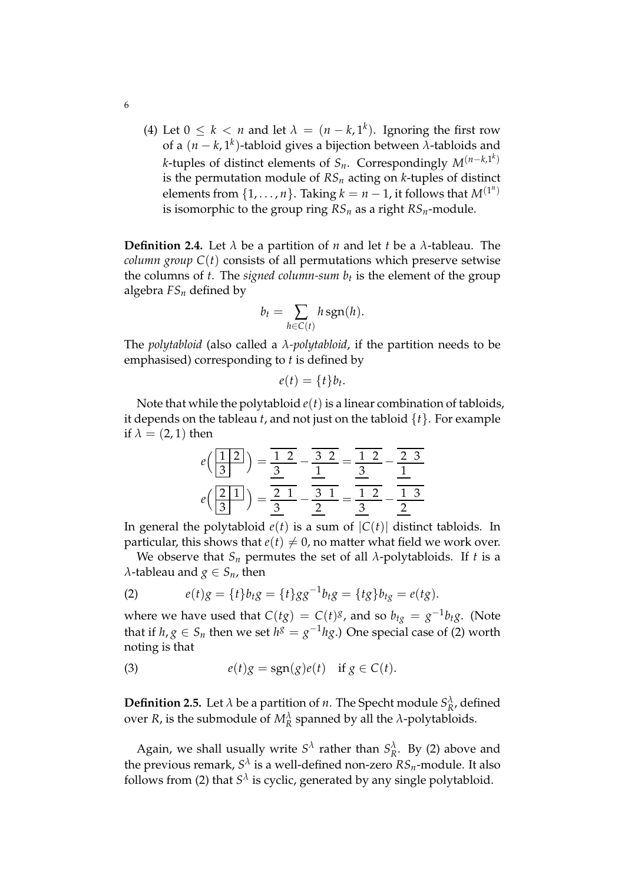(4) Let $0 \leq k < n$ and let $\lambda = (n-k, 1^k)$. Ignoring the first row of a $(n-k, 1^k)$-tabloid gives a bijection between $\lambda$-tabloids and $k$-tuples of distinct elements of $S_n$. Correspondingly $M^{(n-k,1^k)}$ is the permutation module of $RS_n$ acting on $k$-tuples of distinct elements from $\{1, \ldots, n\}$. Taking $k = n-1$, it follows that $M^{(1^n)}$ is isomorphic to the group ring $RS_n$ as a right $RS_n$-module.

**Definition 2.4.** Let $\lambda$ be a partition of $n$ and let $t$ be a $\lambda$-tableau. The *column group* $C(t)$ consists of all permutations which preserve setwise the columns of $t$. The *signed column-sum* $b_t$ is the element of the group algebra $FS_n$ defined by

$$b_t = \sum_{h \in C(t)} h \operatorname{sgn}(h).$$

The *polytabloid* (also called a *$\lambda$-polytabloid*, if the partition needs to be emphasised) corresponding to $t$ is defined by

$$e(t) = \{t\} b_t.$$

Note that while the polytabloid $e(t)$ is a linear combination of tabloids, it depends on the tableau $t$, and not just on the tabloid $\{t\}$. For example if $\lambda = (2,1)$ then

$$e\Big(\begin{array}{|c|c|}\hline 1 & 2 \\ \hline 3 \\ \cline{1-1}\end{array}\Big) = \begin{array}{c}\overline{\ 1\ \ 2\ }\\ \underline{3}\ \ \ \ \end{array} - \begin{array}{c}\overline{\ 3\ \ 2\ }\\ \underline{1}\ \ \ \ \end{array} = \begin{array}{c}\overline{\ 1\ \ 2\ }\\ \underline{3}\ \ \ \ \end{array} - \begin{array}{c}\overline{\ 2\ \ 3\ }\\ \underline{1}\ \ \ \ \end{array}$$

$$e\Big(\begin{array}{|c|c|}\hline 2 & 1 \\ \hline 3 \\ \cline{1-1}\end{array}\Big) = \begin{array}{c}\overline{\ 2\ \ 1\ }\\ \underline{3}\ \ \ \ \end{array} - \begin{array}{c}\overline{\ 3\ \ 1\ }\\ \underline{2}\ \ \ \ \end{array} = \begin{array}{c}\overline{\ 1\ \ 2\ }\\ \underline{3}\ \ \ \ \end{array} - \begin{array}{c}\overline{\ 1\ \ 3\ }\\ \underline{2}\ \ \ \ \end{array}$$

In general the polytabloid $e(t)$ is a sum of $|C(t)|$ distinct tabloids. In particular, this shows that $e(t) \neq 0$, no matter what field we work over.

We observe that $S_n$ permutes the set of all $\lambda$-polytabloids. If $t$ is a $\lambda$-tableau and $g \in S_n$, then

$$e(t)g = \{t\} b_t g = \{t\} g g^{-1} b_t g = \{tg\} b_{tg} = e(tg). \tag{2}$$

where we have used that $C(tg) = C(t)^g$, and so $b_{tg} = g^{-1} b_t g$. (Note that if $h, g \in S_n$ then we set $h^g = g^{-1} h g$.) One special case of (2) worth noting is that

$$e(t)g = \operatorname{sgn}(g) e(t) \quad \text{if } g \in C(t). \tag{3}$$

**Definition 2.5.** Let $\lambda$ be a partition of $n$. The Specht module $S_R^\lambda$, defined over $R$, is the submodule of $M_R^\lambda$ spanned by all the $\lambda$-polytabloids.

Again, we shall usually write $S^\lambda$ rather than $S_R^\lambda$. By (2) above and the previous remark, $S^\lambda$ is a well-defined non-zero $RS_n$-module. It also follows from (2) that $S^\lambda$ is cyclic, generated by any single polytabloid.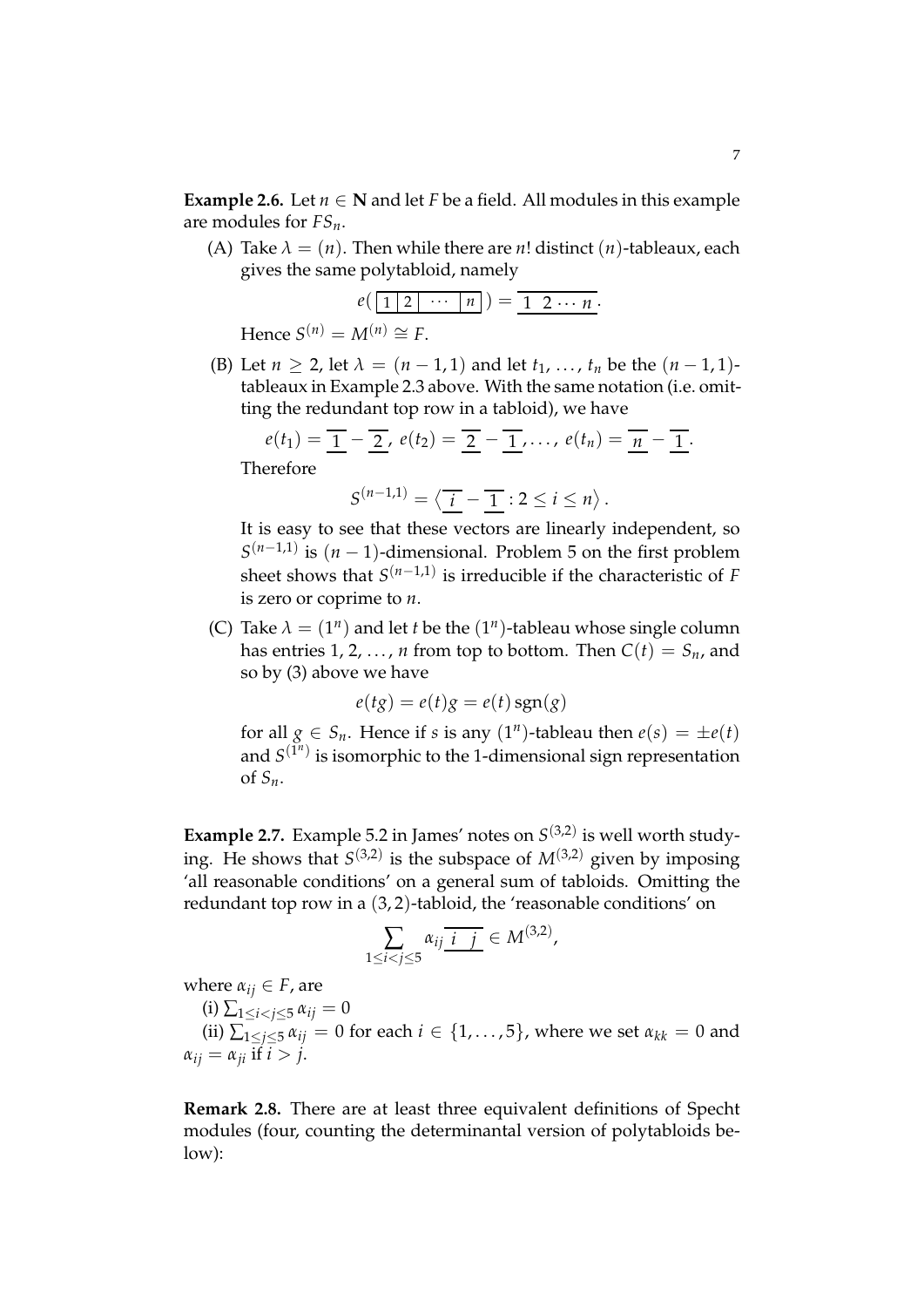**Example 2.6.** Let $n \in \mathbf{N}$ and let $F$ be a field. All modules in this example are modules for $FS_n$.

(A) Take $\lambda = (n)$. Then while there are $n!$ distinct $(n)$-tableaux, each gives the same polytabloid, namely

$$e(\,\boxed{1}\boxed{2}\boxed{\;\cdots\;}\boxed{n}\,) = \overline{\underline{1\ 2 \cdots n}}.$$

Hence $S^{(n)} = M^{(n)} \cong F$.

(B) Let $n \geq 2$, let $\lambda = (n-1, 1)$ and let $t_1, \ldots, t_n$ be the $(n-1,1)$-tableaux in Example 2.3 above. With the same notation (i.e. omitting the redundant top row in a tabloid), we have

$$e(t_1) = \overline{\underline{1}} - \overline{\underline{2}},\ e(t_2) = \overline{\underline{2}} - \overline{\underline{1}}, \ldots,\ e(t_n) = \overline{\underline{n}} - \overline{\underline{1}}.$$

Therefore

$$S^{(n-1,1)} = \left\langle \overline{\underline{i}} - \overline{\underline{1}} : 2 \leq i \leq n \right\rangle.$$

It is easy to see that these vectors are linearly independent, so $S^{(n-1,1)}$ is $(n-1)$-dimensional. Problem 5 on the first problem sheet shows that $S^{(n-1,1)}$ is irreducible if the characteristic of $F$ is zero or coprime to $n$.

(C) Take $\lambda = (1^n)$ and let $t$ be the $(1^n)$-tableau whose single column has entries $1, 2, \ldots, n$ from top to bottom. Then $C(t) = S_n$, and so by (3) above we have

$$e(tg) = e(t)g = e(t)\,\mathrm{sgn}(g)$$

for all $g \in S_n$. Hence if $s$ is any $(1^n)$-tableau then $e(s) = \pm e(t)$ and $S^{(1^n)}$ is isomorphic to the 1-dimensional sign representation of $S_n$.

**Example 2.7.** Example 5.2 in James' notes on $S^{(3,2)}$ is well worth studying. He shows that $S^{(3,2)}$ is the subspace of $M^{(3,2)}$ given by imposing 'all reasonable conditions' on a general sum of tabloids. Omitting the redundant top row in a $(3,2)$-tabloid, the 'reasonable conditions' on

$$\sum_{1 \leq i < j \leq 5} \alpha_{ij} \overline{\underline{i \quad j}} \in M^{(3,2)},$$

where $\alpha_{ij} \in F$, are

(i) $\sum_{1 \leq i < j \leq 5} \alpha_{ij} = 0$

(ii) $\sum_{1 \leq j \leq 5} \alpha_{ij} = 0$ for each $i \in \{1, \ldots, 5\}$, where we set $\alpha_{kk} = 0$ and $\alpha_{ij} = \alpha_{ji}$ if $i > j$.

**Remark 2.8.** There are at least three equivalent definitions of Specht modules (four, counting the determinantal version of polytabloids below):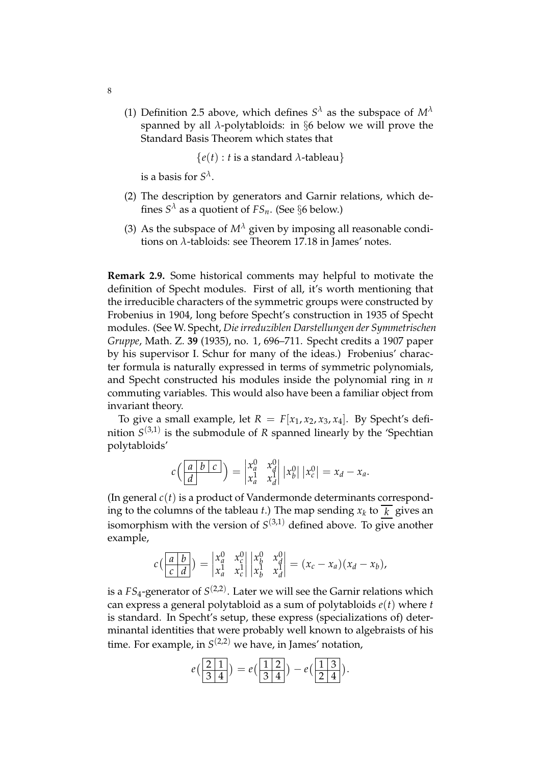(1) Definition 2.5 above, which defines $S^\lambda$ as the subspace of $M^\lambda$ spanned by all $\lambda$-polytabloids: in §6 below we will prove the Standard Basis Theorem which states that

$$\{e(t) : t \text{ is a standard } \lambda\text{-tableau}\}$$

is a basis for $S^\lambda$.

(2) The description by generators and Garnir relations, which defines $S^\lambda$ as a quotient of $FS_n$. (See §6 below.)

(3) As the subspace of $M^\lambda$ given by imposing all reasonable conditions on $\lambda$-tabloids: see Theorem 17.18 in James' notes.

**Remark 2.9.** Some historical comments may helpful to motivate the definition of Specht modules. First of all, it's worth mentioning that the irreducible characters of the symmetric groups were constructed by Frobenius in 1904, long before Specht's construction in 1935 of Specht modules. (See W. Specht, *Die irreduziblen Darstellungen der Symmetrischen Gruppe*, Math. Z. **39** (1935), no. 1, 696–711. Specht credits a 1907 paper by his supervisor I. Schur for many of the ideas.) Frobenius' character formula is naturally expressed in terms of symmetric polynomials, and Specht constructed his modules inside the polynomial ring in $n$ commuting variables. This would also have been a familiar object from invariant theory.

To give a small example, let $R = F[x_1, x_2, x_3, x_4]$. By Specht's definition $S^{(3,1)}$ is the submodule of $R$ spanned linearly by the 'Spechtian polytabloids'

$$c\Big(\begin{array}{|c|c|c|}\hline a & b & c \\ \hline d \\ \cline{1-1}\end{array}\Big) = \begin{vmatrix} x_a^0 & x_d^0 \\ x_a^1 & x_d^1 \end{vmatrix} \, |x_b^0| \, |x_c^0| = x_d - x_a.$$

(In general $c(t)$ is a product of Vandermonde determinants corresponding to the columns of the tableau $t$.) The map sending $x_k$ to $\overline{\underline{\,k\,}}$ gives an isomorphism with the version of $S^{(3,1)}$ defined above. To give another example,

$$c\Big(\begin{array}{|c|c|}\hline a & b \\ \hline c & d \\ \hline\end{array}\Big) = \begin{vmatrix} x_a^0 & x_c^0 \\ x_a^1 & x_c^1 \end{vmatrix} \begin{vmatrix} x_b^0 & x_d^0 \\ x_b^1 & x_d^1 \end{vmatrix} = (x_c - x_a)(x_d - x_b),$$

is a $FS_4$-generator of $S^{(2,2)}$. Later we will see the Garnir relations which can express a general polytabloid as a sum of polytabloids $e(t)$ where $t$ is standard. In Specht's setup, these express (specializations of) determinantal identities that were probably well known to algebraists of his time. For example, in $S^{(2,2)}$ we have, in James' notation,

$$e\Big(\begin{array}{|c|c|}\hline 2 & 1 \\ \hline 3 & 4 \\ \hline\end{array}\Big) = e\Big(\begin{array}{|c|c|}\hline 1 & 2 \\ \hline 3 & 4 \\ \hline\end{array}\Big) - e\Big(\begin{array}{|c|c|}\hline 1 & 3 \\ \hline 2 & 4 \\ \hline\end{array}\Big).$$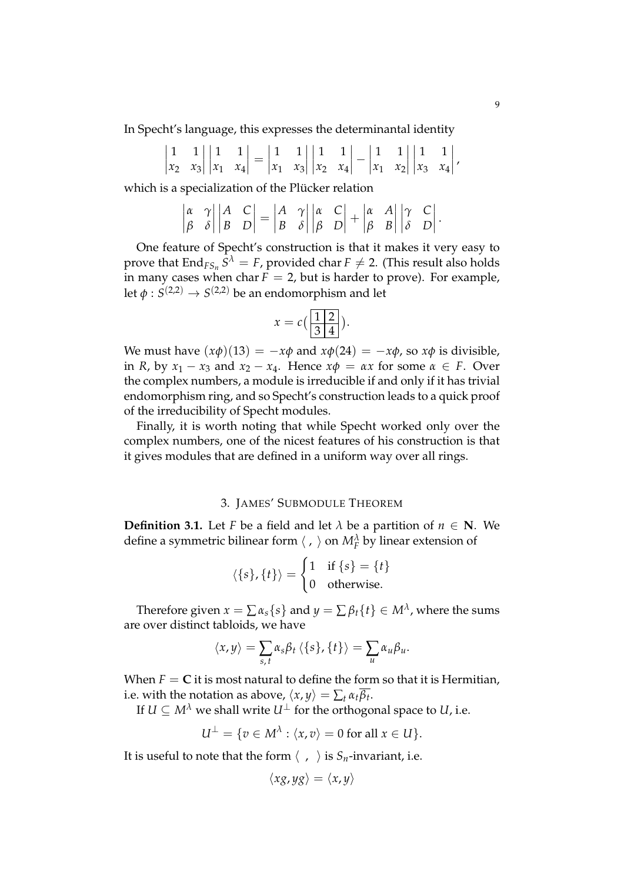In Specht's language, this expresses the determinantal identity

$$\begin{vmatrix} 1 & 1 \\ x_2 & x_3 \end{vmatrix} \begin{vmatrix} 1 & 1 \\ x_1 & x_4 \end{vmatrix} = \begin{vmatrix} 1 & 1 \\ x_1 & x_3 \end{vmatrix} \begin{vmatrix} 1 & 1 \\ x_2 & x_4 \end{vmatrix} - \begin{vmatrix} 1 & 1 \\ x_1 & x_2 \end{vmatrix} \begin{vmatrix} 1 & 1 \\ x_3 & x_4 \end{vmatrix},$$

which is a specialization of the Plücker relation

$$\begin{vmatrix} \alpha & \gamma \\ \beta & \delta \end{vmatrix} \begin{vmatrix} A & C \\ B & D \end{vmatrix} = \begin{vmatrix} A & \gamma \\ B & \delta \end{vmatrix} \begin{vmatrix} \alpha & C \\ \beta & D \end{vmatrix} + \begin{vmatrix} \alpha & A \\ \beta & B \end{vmatrix} \begin{vmatrix} \gamma & C \\ \delta & D \end{vmatrix}.$$

One feature of Specht's construction is that it makes it very easy to prove that $\operatorname{End}_{FS_n} S^\lambda = F$, provided $\operatorname{char} F \neq 2$. (This result also holds in many cases when $\operatorname{char} F = 2$, but is harder to prove). For example, let $\phi : S^{(2,2)} \to S^{(2,2)}$ be an endomorphism and let

$$x = c\left( \begin{array}{|c|c|} \hline 1 & 2 \\ \hline 3 & 4 \\ \hline \end{array} \right).$$

We must have $(x\phi)(13) = -x\phi$ and $x\phi(24) = -x\phi$, so $x\phi$ is divisible, in $R$, by $x_1 - x_3$ and $x_2 - x_4$. Hence $x\phi = \alpha x$ for some $\alpha \in F$. Over the complex numbers, a module is irreducible if and only if it has trivial endomorphism ring, and so Specht's construction leads to a quick proof of the irreducibility of Specht modules.

Finally, it is worth noting that while Specht worked only over the complex numbers, one of the nicest features of his construction is that it gives modules that are defined in a uniform way over all rings.

## 3. James' Submodule Theorem

**Definition 3.1.** Let $F$ be a field and let $\lambda$ be a partition of $n \in \mathbf{N}$. We define a symmetric bilinear form $\langle\ ,\ \rangle$ on $M_F^\lambda$ by linear extension of

$$\langle \{s\}, \{t\} \rangle = \begin{cases} 1 & \text{if } \{s\} = \{t\} \\ 0 & \text{otherwise.} \end{cases}$$

Therefore given $x = \sum \alpha_s \{s\}$ and $y = \sum \beta_t \{t\} \in M^\lambda$, where the sums are over distinct tabloids, we have

$$\langle x, y \rangle = \sum_{s,t} \alpha_s \beta_t \langle \{s\}, \{t\} \rangle = \sum_u \alpha_u \beta_u.$$

When $F = \mathbf{C}$ it is most natural to define the form so that it is Hermitian, i.e. with the notation as above, $\langle x, y \rangle = \sum_t \alpha_t \overline{\beta_t}$.

If $U \subseteq M^\lambda$ we shall write $U^\perp$ for the orthogonal space to $U$, i.e.

$$U^\perp = \{ v \in M^\lambda : \langle x, v \rangle = 0 \text{ for all } x \in U \}.$$

It is useful to note that the form $\langle\ ,\ \rangle$ is $S_n$-invariant, i.e.

$$\langle xg, yg \rangle = \langle x, y \rangle$$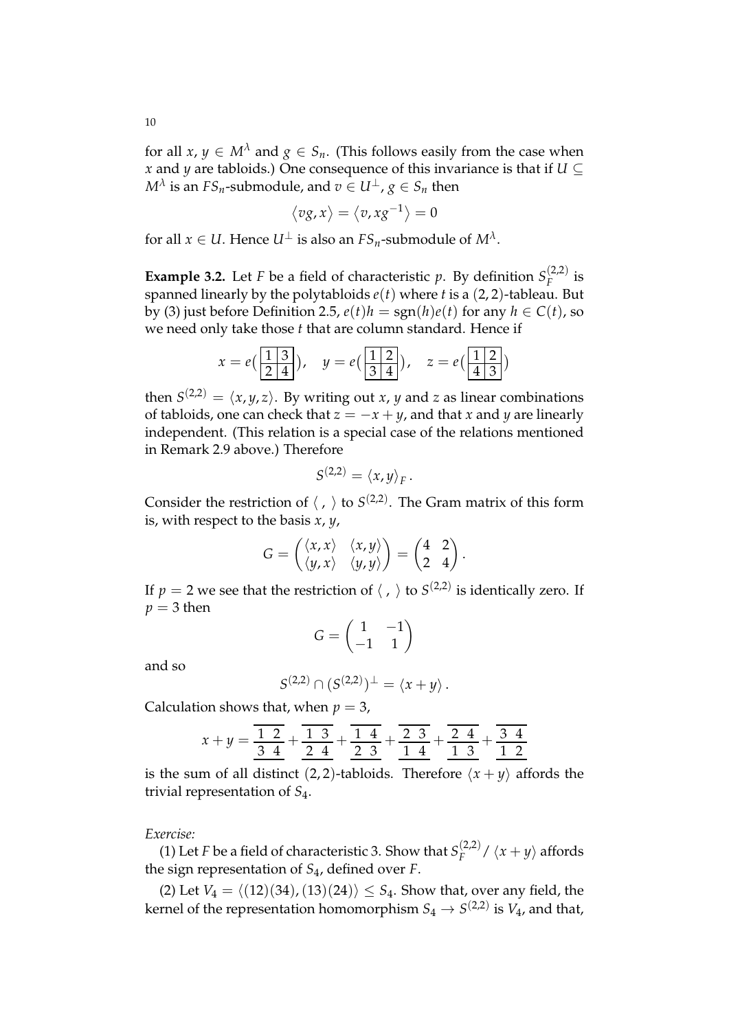for all $x, y \in M^\lambda$ and $g \in S_n$. (This follows easily from the case when $x$ and $y$ are tabloids.) One consequence of this invariance is that if $U \subseteq M^\lambda$ is an $FS_n$-submodule, and $v \in U^\perp$, $g \in S_n$ then

$$\langle vg, x \rangle = \langle v, xg^{-1} \rangle = 0$$

for all $x \in U$. Hence $U^\perp$ is also an $FS_n$-submodule of $M^\lambda$.

**Example 3.2.** Let $F$ be a field of characteristic $p$. By definition $S_F^{(2,2)}$ is spanned linearly by the polytabloids $e(t)$ where $t$ is a $(2,2)$-tableau. But by (3) just before Definition 2.5, $e(t)h = \mathrm{sgn}(h)e(t)$ for any $h \in C(t)$, so we need only take those $t$ that are column standard. Hence if

$$x = e\Big(\begin{array}{|c|c|}\hline 1 & 3 \\ \hline 2 & 4 \\ \hline\end{array}\Big), \quad y = e\Big(\begin{array}{|c|c|}\hline 1 & 2 \\ \hline 3 & 4 \\ \hline\end{array}\Big), \quad z = e\Big(\begin{array}{|c|c|}\hline 1 & 2 \\ \hline 4 & 3 \\ \hline\end{array}\Big)$$

then $S^{(2,2)} = \langle x, y, z \rangle$. By writing out $x$, $y$ and $z$ as linear combinations of tabloids, one can check that $z = -x + y$, and that $x$ and $y$ are linearly independent. (This relation is a special case of the relations mentioned in Remark 2.9 above.) Therefore

$$S^{(2,2)} = \langle x, y \rangle_F .$$

Consider the restriction of $\langle \, , \, \rangle$ to $S^{(2,2)}$. The Gram matrix of this form is, with respect to the basis $x$, $y$,

$$G = \begin{pmatrix} \langle x, x \rangle & \langle x, y \rangle \\ \langle y, x \rangle & \langle y, y \rangle \end{pmatrix} = \begin{pmatrix} 4 & 2 \\ 2 & 4 \end{pmatrix}.$$

If $p = 2$ we see that the restriction of $\langle \, , \, \rangle$ to $S^{(2,2)}$ is identically zero. If $p = 3$ then

$$G = \begin{pmatrix} 1 & -1 \\ -1 & 1 \end{pmatrix}$$

and so

$$S^{(2,2)} \cap (S^{(2,2)})^\perp = \langle x + y \rangle .$$

Calculation shows that, when $p = 3$,

$$x + y = \frac{\overline{1 \;\; 2}}{\underline{3 \;\; 4}} + \frac{\overline{1 \;\; 3}}{\underline{2 \;\; 4}} + \frac{\overline{1 \;\; 4}}{\underline{2 \;\; 3}} + \frac{\overline{2 \;\; 3}}{\underline{1 \;\; 4}} + \frac{\overline{2 \;\; 4}}{\underline{1 \;\; 3}} + \frac{\overline{3 \;\; 4}}{\underline{1 \;\; 2}}$$

is the sum of all distinct $(2,2)$-tabloids. Therefore $\langle x + y \rangle$ affords the trivial representation of $S_4$.

*Exercise:*

(1) Let $F$ be a field of characteristic 3. Show that $S_F^{(2,2)} / \langle x + y \rangle$ affords the sign representation of $S_4$, defined over $F$.

(2) Let $V_4 = \langle (12)(34), (13)(24) \rangle \leq S_4$. Show that, over any field, the kernel of the representation homomorphism $S_4 \to S^{(2,2)}$ is $V_4$, and that,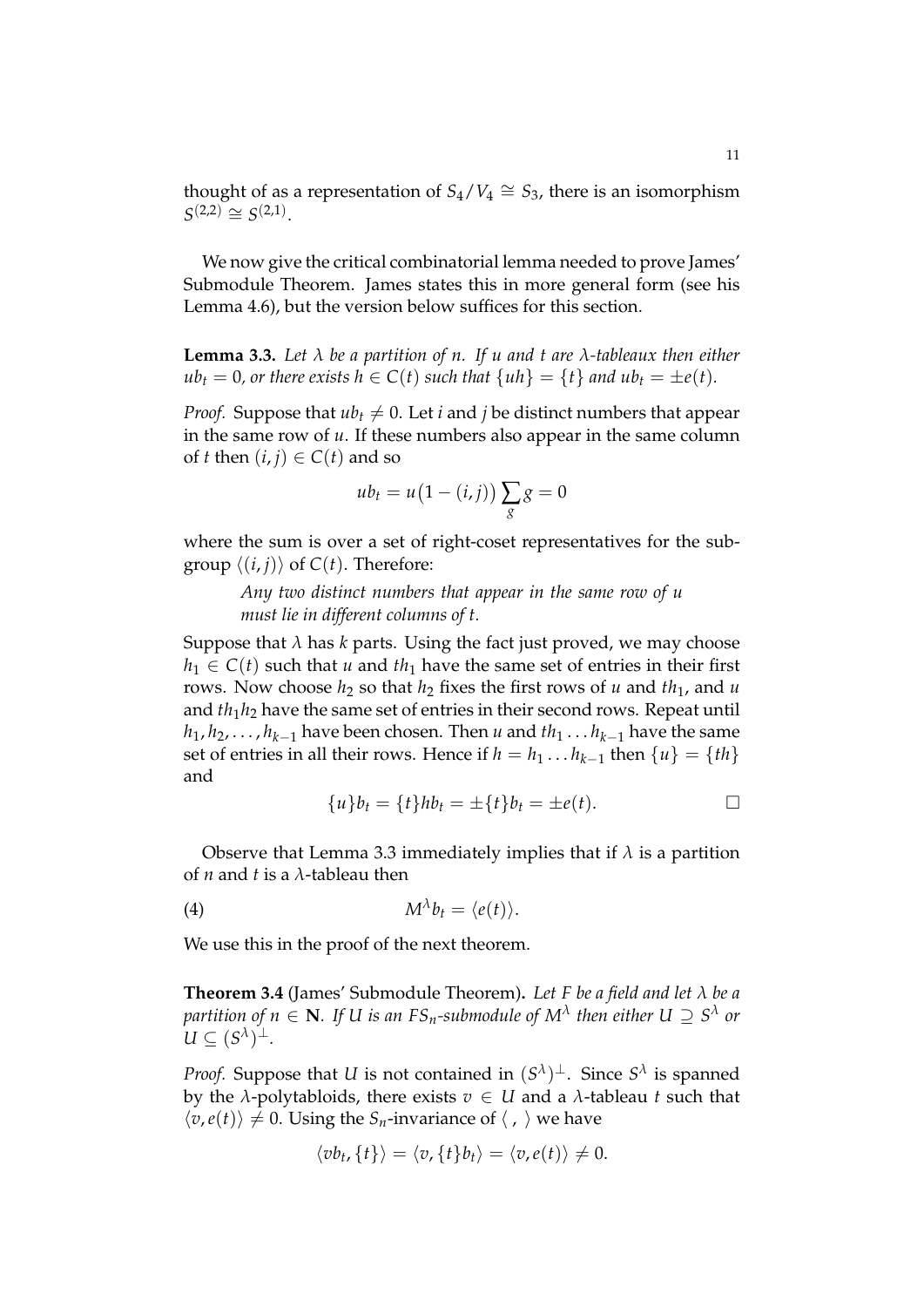thought of as a representation of $S_4/V_4 \cong S_3$, there is an isomorphism $S^{(2,2)} \cong S^{(2,1)}$.

We now give the critical combinatorial lemma needed to prove James' Submodule Theorem. James states this in more general form (see his Lemma 4.6), but the version below suffices for this section.

**Lemma 3.3.** *Let $\lambda$ be a partition of $n$. If $u$ and $t$ are $\lambda$-tableaux then either $ub_t = 0$, or there exists $h \in C(t)$ such that $\{uh\} = \{t\}$ and $ub_t = \pm e(t)$.*

*Proof.* Suppose that $ub_t \neq 0$. Let $i$ and $j$ be distinct numbers that appear in the same row of $u$. If these numbers also appear in the same column of $t$ then $(i, j) \in C(t)$ and so

$$ub_t = u\big(1 - (i, j)\big) \sum_g g = 0$$

where the sum is over a set of right-coset representatives for the subgroup $\langle (i, j) \rangle$ of $C(t)$. Therefore:

> *Any two distinct numbers that appear in the same row of $u$ must lie in different columns of $t$.*

Suppose that $\lambda$ has $k$ parts. Using the fact just proved, we may choose $h_1 \in C(t)$ such that $u$ and $th_1$ have the same set of entries in their first rows. Now choose $h_2$ so that $h_2$ fixes the first rows of $u$ and $th_1$, and $u$ and $th_1 h_2$ have the same set of entries in their second rows. Repeat until $h_1, h_2, \ldots, h_{k-1}$ have been chosen. Then $u$ and $th_1 \ldots h_{k-1}$ have the same set of entries in all their rows. Hence if $h = h_1 \ldots h_{k-1}$ then $\{u\} = \{th\}$ and

$$\{u\}b_t = \{t\}hb_t = \pm\{t\}b_t = \pm e(t). \qquad \square$$

Observe that Lemma 3.3 immediately implies that if $\lambda$ is a partition of $n$ and $t$ is a $\lambda$-tableau then

$$M^\lambda b_t = \langle e(t) \rangle. \tag{4}$$

We use this in the proof of the next theorem.

**Theorem 3.4** (James' Submodule Theorem)**.** *Let $F$ be a field and let $\lambda$ be a partition of $n \in \mathbf{N}$. If $U$ is an $FS_n$-submodule of $M^\lambda$ then either $U \supseteq S^\lambda$ or $U \subseteq (S^\lambda)^\perp$.*

*Proof.* Suppose that $U$ is not contained in $(S^\lambda)^\perp$. Since $S^\lambda$ is spanned by the $\lambda$-polytabloids, there exists $v \in U$ and a $\lambda$-tableau $t$ such that $\langle v, e(t) \rangle \neq 0$. Using the $S_n$-invariance of $\langle \, , \, \rangle$ we have

$$\langle vb_t, \{t\} \rangle = \langle v, \{t\}b_t \rangle = \langle v, e(t) \rangle \neq 0.$$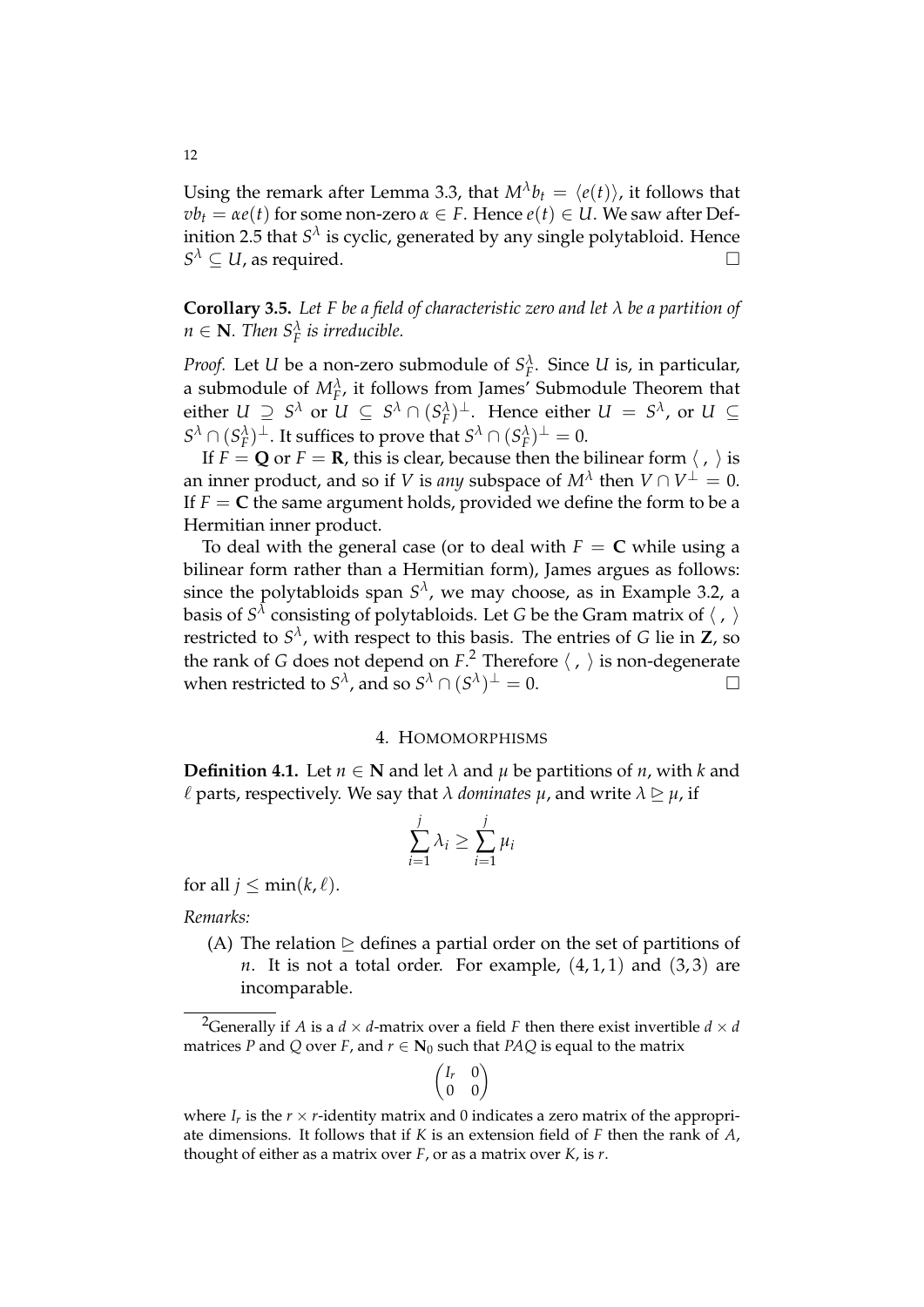Using the remark after Lemma 3.3, that $M^\lambda b_t = \langle e(t) \rangle$, it follows that $vb_t = \alpha e(t)$ for some non-zero $\alpha \in F$. Hence $e(t) \in U$. We saw after Definition 2.5 that $S^\lambda$ is cyclic, generated by any single polytabloid. Hence $S^\lambda \subseteq U$, as required. $\square$

**Corollary 3.5.** *Let $F$ be a field of characteristic zero and let $\lambda$ be a partition of $n \in \mathbf{N}$. Then $S^\lambda_F$ is irreducible.*

*Proof.* Let $U$ be a non-zero submodule of $S^\lambda_F$. Since $U$ is, in particular, a submodule of $M^\lambda_F$, it follows from James' Submodule Theorem that either $U \supseteq S^\lambda$ or $U \subseteq S^\lambda \cap (S^\lambda_F)^\perp$. Hence either $U = S^\lambda$, or $U \subseteq S^\lambda \cap (S^\lambda_F)^\perp$. It suffices to prove that $S^\lambda \cap (S^\lambda_F)^\perp = 0$.

If $F = \mathbf{Q}$ or $F = \mathbf{R}$, this is clear, because then the bilinear form $\langle\ ,\ \rangle$ is an inner product, and so if $V$ is *any* subspace of $M^\lambda$ then $V \cap V^\perp = 0$. If $F = \mathbf{C}$ the same argument holds, provided we define the form to be a Hermitian inner product.

To deal with the general case (or to deal with $F = \mathbf{C}$ while using a bilinear form rather than a Hermitian form), James argues as follows: since the polytabloids span $S^\lambda$, we may choose, as in Example 3.2, a basis of $S^\lambda$ consisting of polytabloids. Let $G$ be the Gram matrix of $\langle\ ,\ \rangle$ restricted to $S^\lambda$, with respect to this basis. The entries of $G$ lie in $\mathbf{Z}$, so the rank of $G$ does not depend on $F$.[2] Therefore $\langle\ ,\ \rangle$ is non-degenerate when restricted to $S^\lambda$, and so $S^\lambda \cap (S^\lambda)^\perp = 0$. $\square$

## 4. Homomorphisms

**Definition 4.1.** Let $n \in \mathbf{N}$ and let $\lambda$ and $\mu$ be partitions of $n$, with $k$ and $\ell$ parts, respectively. We say that $\lambda$ *dominates* $\mu$, and write $\lambda \trianglerighteq \mu$, if

$$\sum_{i=1}^{j} \lambda_i \geq \sum_{i=1}^{j} \mu_i$$

for all $j \leq \min(k, \ell)$.

*Remarks:*

(A) The relation $\trianglerighteq$ defines a partial order on the set of partitions of $n$. It is not a total order. For example, $(4,1,1)$ and $(3,3)$ are incomparable.

---

[2] Generally if $A$ is a $d \times d$-matrix over a field $F$ then there exist invertible $d \times d$ matrices $P$ and $Q$ over $F$, and $r \in \mathbf{N}_0$ such that $PAQ$ is equal to the matrix

$$\begin{pmatrix} I_r & 0 \\ 0 & 0 \end{pmatrix}$$

where $I_r$ is the $r \times r$-identity matrix and $0$ indicates a zero matrix of the appropriate dimensions. It follows that if $K$ is an extension field of $F$ then the rank of $A$, thought of either as a matrix over $F$, or as a matrix over $K$, is $r$.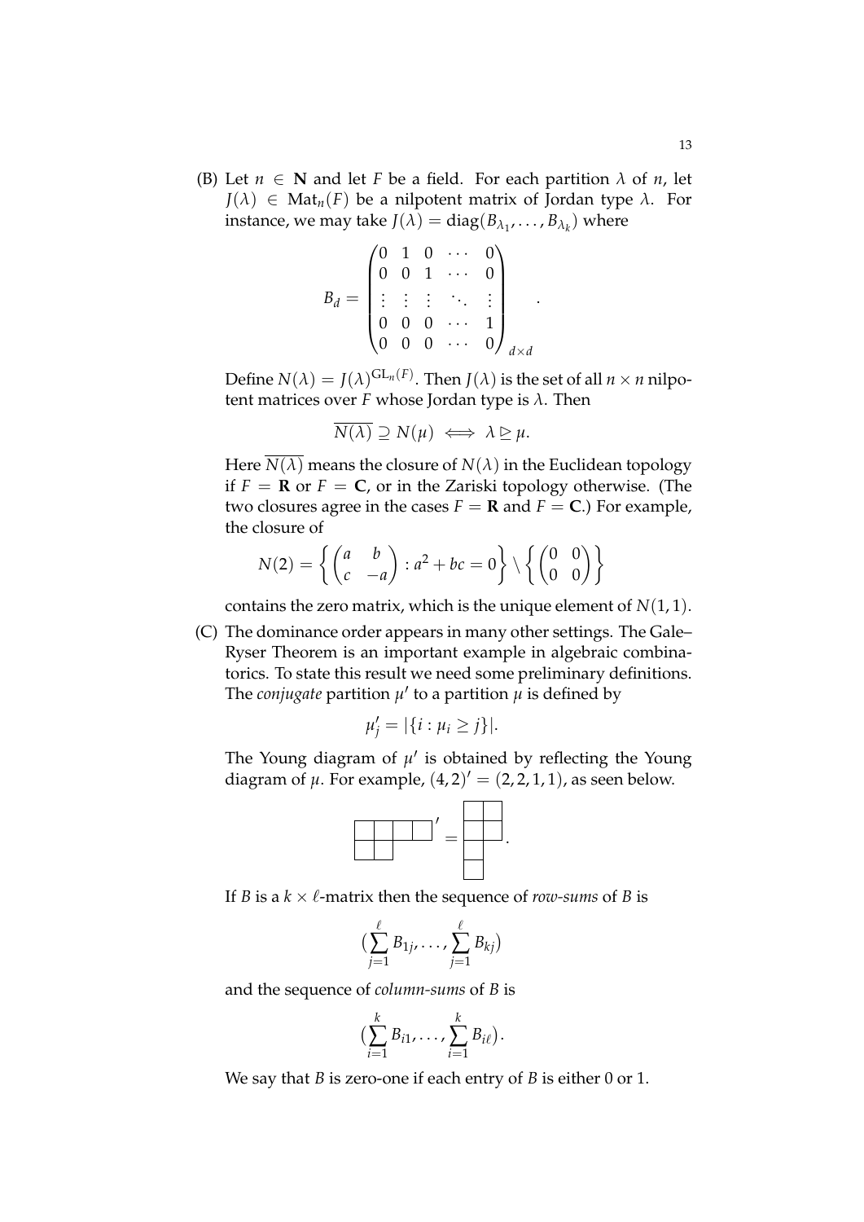(B) Let $n \in \mathbf{N}$ and let $F$ be a field. For each partition $\lambda$ of $n$, let $J(\lambda) \in \mathrm{Mat}_n(F)$ be a nilpotent matrix of Jordan type $\lambda$. For instance, we may take $J(\lambda) = \mathrm{diag}(B_{\lambda_1}, \ldots, B_{\lambda_k})$ where

$$B_d = \begin{pmatrix} 0 & 1 & 0 & \cdots & 0 \\ 0 & 0 & 1 & \cdots & 0 \\ \vdots & \vdots & \vdots & \ddots & \vdots \\ 0 & 0 & 0 & \cdots & 1 \\ 0 & 0 & 0 & \cdots & 0 \end{pmatrix}_{d \times d} .$$

Define $N(\lambda) = J(\lambda)^{\mathrm{GL}_n(F)}$. Then $J(\lambda)$ is the set of all $n \times n$ nilpotent matrices over $F$ whose Jordan type is $\lambda$. Then

$$\overline{N(\lambda)} \supseteq N(\mu) \iff \lambda \trianglerighteq \mu.$$

Here $\overline{N(\lambda)}$ means the closure of $N(\lambda)$ in the Euclidean topology if $F = \mathbf{R}$ or $F = \mathbf{C}$, or in the Zariski topology otherwise. (The two closures agree in the cases $F = \mathbf{R}$ and $F = \mathbf{C}$.) For example, the closure of

$$N(2) = \left\{ \begin{pmatrix} a & b \\ c & -a \end{pmatrix} : a^2 + bc = 0 \right\} \setminus \left\{ \begin{pmatrix} 0 & 0 \\ 0 & 0 \end{pmatrix} \right\}$$

contains the zero matrix, which is the unique element of $N(1,1)$.

(C) The dominance order appears in many other settings. The Gale–Ryser Theorem is an important example in algebraic combinatorics. To state this result we need some preliminary definitions. The *conjugate* partition $\mu'$ to a partition $\mu$ is defined by

$$\mu'_j = |\{i : \mu_i \geq j\}|.$$

The Young diagram of $\mu'$ is obtained by reflecting the Young diagram of $\mu$. For example, $(4,2)' = (2,2,1,1)$, as seen below.

If $B$ is a $k \times \ell$-matrix then the sequence of *row-sums* of $B$ is

$$\big(\sum_{j=1}^{\ell} B_{1j}, \ldots, \sum_{j=1}^{\ell} B_{kj}\big)$$

and the sequence of *column-sums* of $B$ is

$$\big(\sum_{i=1}^{k} B_{i1}, \ldots, \sum_{i=1}^{k} B_{i\ell}\big).$$

We say that $B$ is zero-one if each entry of $B$ is either 0 or 1.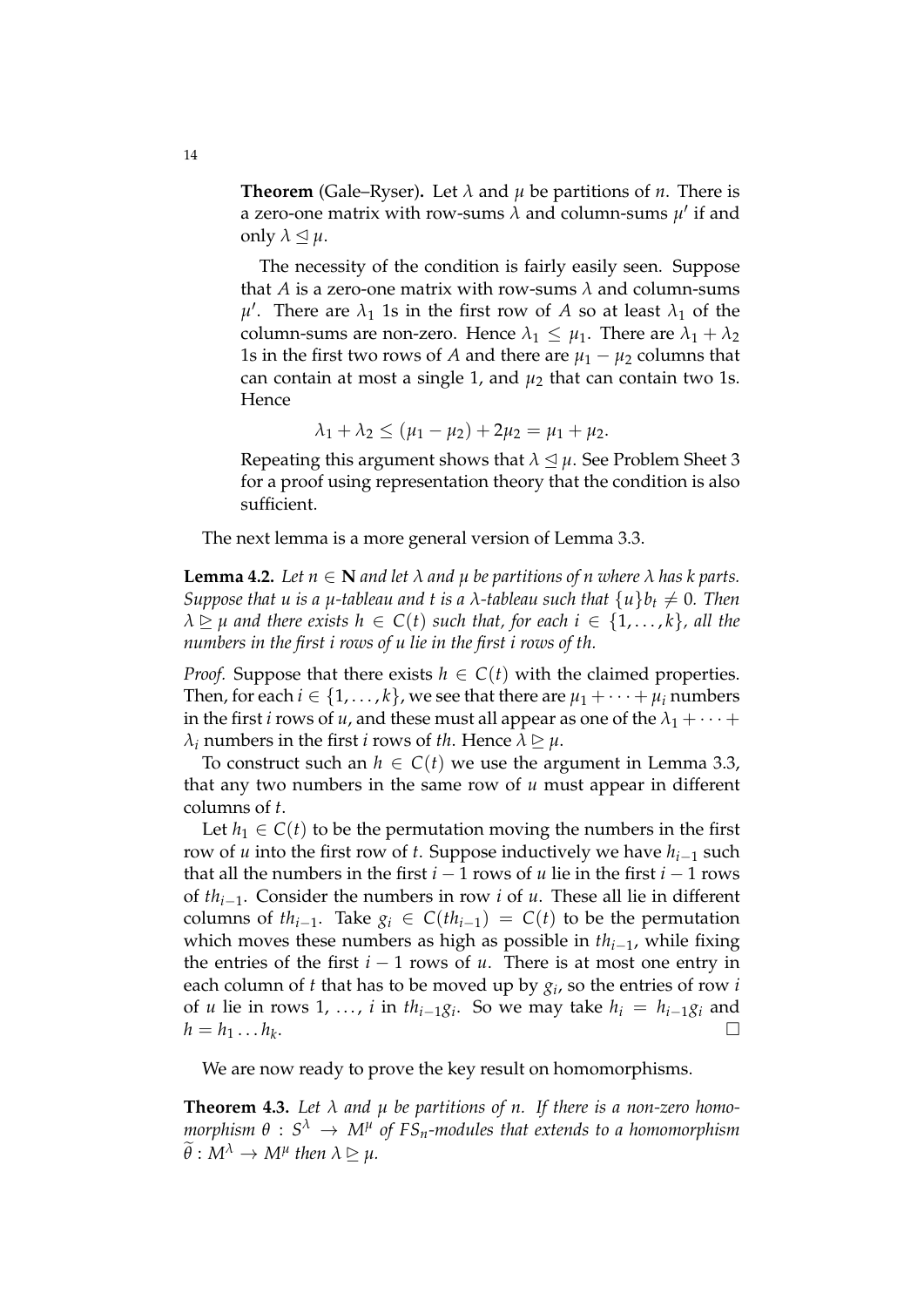**Theorem** (Gale–Ryser)**.** Let $\lambda$ and $\mu$ be partitions of $n$. There is a zero-one matrix with row-sums $\lambda$ and column-sums $\mu'$ if and only $\lambda \trianglelefteq \mu$.

The necessity of the condition is fairly easily seen. Suppose that $A$ is a zero-one matrix with row-sums $\lambda$ and column-sums $\mu'$. There are $\lambda_1$ 1s in the first row of $A$ so at least $\lambda_1$ of the column-sums are non-zero. Hence $\lambda_1 \leq \mu_1$. There are $\lambda_1 + \lambda_2$ 1s in the first two rows of $A$ and there are $\mu_1 - \mu_2$ columns that can contain at most a single 1, and $\mu_2$ that can contain two 1s. Hence

$$\lambda_1 + \lambda_2 \leq (\mu_1 - \mu_2) + 2\mu_2 = \mu_1 + \mu_2.$$

Repeating this argument shows that $\lambda \trianglelefteq \mu$. See Problem Sheet 3 for a proof using representation theory that the condition is also sufficient.

The next lemma is a more general version of Lemma 3.3.

**Lemma 4.2.** *Let $n \in \mathbf{N}$ and let $\lambda$ and $\mu$ be partitions of $n$ where $\lambda$ has $k$ parts. Suppose that $u$ is a $\mu$-tableau and $t$ is a $\lambda$-tableau such that $\{u\}b_t \neq 0$. Then $\lambda \trianglerighteq \mu$ and there exists $h \in C(t)$ such that, for each $i \in \{1, \ldots, k\}$, all the numbers in the first $i$ rows of $u$ lie in the first $i$ rows of $th$.*

*Proof.* Suppose that there exists $h \in C(t)$ with the claimed properties. Then, for each $i \in \{1, \ldots, k\}$, we see that there are $\mu_1 + \cdots + \mu_i$ numbers in the first $i$ rows of $u$, and these must all appear as one of the $\lambda_1 + \cdots + \lambda_i$ numbers in the first $i$ rows of $th$. Hence $\lambda \trianglerighteq \mu$.

To construct such an $h \in C(t)$ we use the argument in Lemma 3.3, that any two numbers in the same row of $u$ must appear in different columns of $t$.

Let $h_1 \in C(t)$ to be the permutation moving the numbers in the first row of $u$ into the first row of $t$. Suppose inductively we have $h_{i-1}$ such that all the numbers in the first $i-1$ rows of $u$ lie in the first $i-1$ rows of $th_{i-1}$. Consider the numbers in row $i$ of $u$. These all lie in different columns of $th_{i-1}$. Take $g_i \in C(th_{i-1}) = C(t)$ to be the permutation which moves these numbers as high as possible in $th_{i-1}$, while fixing the entries of the first $i-1$ rows of $u$. There is at most one entry in each column of $t$ that has to be moved up by $g_i$, so the entries of row $i$ of $u$ lie in rows $1, \ldots, i$ in $th_{i-1}g_i$. So we may take $h_i = h_{i-1}g_i$ and $h = h_1 \ldots h_k$. □

We are now ready to prove the key result on homomorphisms.

**Theorem 4.3.** *Let $\lambda$ and $\mu$ be partitions of $n$. If there is a non-zero homomorphism $\theta : S^\lambda \to M^\mu$ of $FS_n$-modules that extends to a homomorphism $\widetilde{\theta} : M^\lambda \to M^\mu$ then $\lambda \trianglerighteq \mu$.*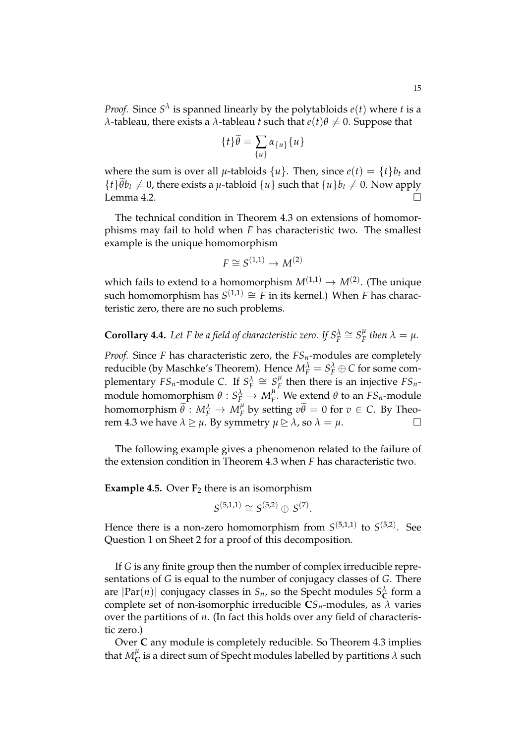*Proof.* Since $S^\lambda$ is spanned linearly by the polytabloids $e(t)$ where $t$ is a $\lambda$-tableau, there exists a $\lambda$-tableau $t$ such that $e(t)\theta \neq 0$. Suppose that

$$\{t\}\widetilde{\theta} = \sum_{\{u\}} \alpha_{\{u\}}\{u\}$$

where the sum is over all $\mu$-tabloids $\{u\}$. Then, since $e(t) = \{t\}b_t$ and $\{t\}\widetilde{\theta}b_t \neq 0$, there exists a $\mu$-tabloid $\{u\}$ such that $\{u\}b_t \neq 0$. Now apply Lemma 4.2. $\square$

The technical condition in Theorem 4.3 on extensions of homomorphisms may fail to hold when $F$ has characteristic two. The smallest example is the unique homomorphism

$$F \cong S^{(1,1)} \to M^{(2)}$$

which fails to extend to a homomorphism $M^{(1,1)} \to M^{(2)}$. (The unique such homomorphism has $S^{(1,1)} \cong F$ in its kernel.) When $F$ has characteristic zero, there are no such problems.

**Corollary 4.4.** *Let $F$ be a field of characteristic zero. If $S^\lambda_F \cong S^\mu_F$ then $\lambda = \mu$.*

*Proof.* Since $F$ has characteristic zero, the $FS_n$-modules are completely reducible (by Maschke's Theorem). Hence $M^\lambda_F = S^\lambda_F \oplus C$ for some complementary $FS_n$-module $C$. If $S^\lambda_F \cong S^\mu_F$ then there is an injective $FS_n$-module homomorphism $\theta : S^\lambda_F \to M^\mu_F$. We extend $\theta$ to an $FS_n$-module homomorphism $\widetilde{\theta} : M^\lambda_F \to M^\mu_F$ by setting $v\widetilde{\theta} = 0$ for $v \in C$. By Theorem 4.3 we have $\lambda \trianglerighteq \mu$. By symmetry $\mu \trianglerighteq \lambda$, so $\lambda = \mu$. $\square$

The following example gives a phenomenon related to the failure of the extension condition in Theorem 4.3 when $F$ has characteristic two.

**Example 4.5.** Over $\mathbf{F}_2$ there is an isomorphism

$$S^{(5,1,1)} \cong S^{(5,2)} \oplus S^{(7)}.$$

Hence there is a non-zero homomorphism from $S^{(5,1,1)}$ to $S^{(5,2)}$. See Question 1 on Sheet 2 for a proof of this decomposition.

If $G$ is any finite group then the number of complex irreducible representations of $G$ is equal to the number of conjugacy classes of $G$. There are $|\mathrm{Par}(n)|$ conjugacy classes in $S_n$, so the Specht modules $S^\lambda_{\mathbf{C}}$ form a complete set of non-isomorphic irreducible $\mathbf{C}S_n$-modules, as $\lambda$ varies over the partitions of $n$. (In fact this holds over any field of characteristic zero.)

Over $\mathbf{C}$ any module is completely reducible. So Theorem 4.3 implies that $M^\mu_{\mathbf{C}}$ is a direct sum of Specht modules labelled by partitions $\lambda$ such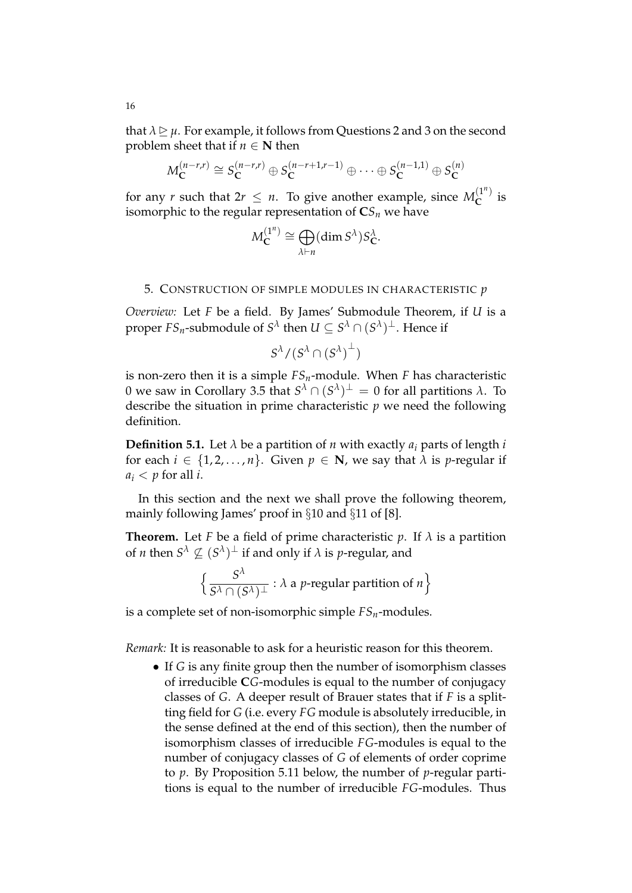that $\lambda \trianglerighteq \mu$. For example, it follows from Questions 2 and 3 on the second problem sheet that if $n \in \mathbf{N}$ then

$$M_{\mathbf{C}}^{(n-r,r)} \cong S_{\mathbf{C}}^{(n-r,r)} \oplus S_{\mathbf{C}}^{(n-r+1,r-1)} \oplus \cdots \oplus S_{\mathbf{C}}^{(n-1,1)} \oplus S_{\mathbf{C}}^{(n)}$$

for any $r$ such that $2r \leq n$. To give another example, since $M_{\mathbf{C}}^{(1^n)}$ is isomorphic to the regular representation of $\mathbf{C}S_n$ we have

$$M_{\mathbf{C}}^{(1^n)} \cong \bigoplus_{\lambda \vdash n} (\dim S^\lambda) S_{\mathbf{C}}^\lambda.$$

## 5. Construction of simple modules in characteristic $p$

*Overview:* Let $F$ be a field. By James' Submodule Theorem, if $U$ is a proper $FS_n$-submodule of $S^\lambda$ then $U \subseteq S^\lambda \cap (S^\lambda)^\perp$. Hence if

$$S^\lambda / (S^\lambda \cap (S^\lambda)^\perp)$$

is non-zero then it is a simple $FS_n$-module. When $F$ has characteristic 0 we saw in Corollary 3.5 that $S^\lambda \cap (S^\lambda)^\perp = 0$ for all partitions $\lambda$. To describe the situation in prime characteristic $p$ we need the following definition.

**Definition 5.1.** Let $\lambda$ be a partition of $n$ with exactly $a_i$ parts of length $i$ for each $i \in \{1, 2, \ldots, n\}$. Given $p \in \mathbf{N}$, we say that $\lambda$ is $p$-regular if $a_i < p$ for all $i$.

In this section and the next we shall prove the following theorem, mainly following James' proof in §10 and §11 of [8].

**Theorem.** Let $F$ be a field of prime characteristic $p$. If $\lambda$ is a partition of $n$ then $S^\lambda \not\subseteq (S^\lambda)^\perp$ if and only if $\lambda$ is $p$-regular, and

$$\Big\{ \frac{S^\lambda}{S^\lambda \cap (S^\lambda)^\perp} : \lambda \text{ a } p\text{-regular partition of } n \Big\}$$

is a complete set of non-isomorphic simple $FS_n$-modules.

*Remark:* It is reasonable to ask for a heuristic reason for this theorem.

- If $G$ is any finite group then the number of isomorphism classes of irreducible $\mathbf{C}G$-modules is equal to the number of conjugacy classes of $G$. A deeper result of Brauer states that if $F$ is a splitting field for $G$ (i.e. every $FG$ module is absolutely irreducible, in the sense defined at the end of this section), then the number of isomorphism classes of irreducible $FG$-modules is equal to the number of conjugacy classes of $G$ of elements of order coprime to $p$. By Proposition 5.11 below, the number of $p$-regular partitions is equal to the number of irreducible $FG$-modules. Thus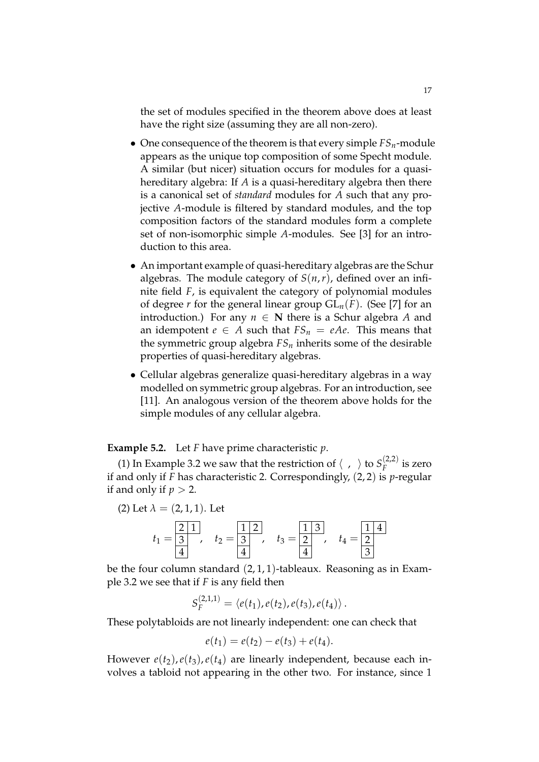the set of modules specified in the theorem above does at least have the right size (assuming they are all non-zero).

- One consequence of the theorem is that every simple $FS_n$-module appears as the unique top composition of some Specht module. A similar (but nicer) situation occurs for modules for a quasi-hereditary algebra: If $A$ is a quasi-hereditary algebra then there is a canonical set of *standard* modules for $A$ such that any projective $A$-module is filtered by standard modules, and the top composition factors of the standard modules form a complete set of non-isomorphic simple $A$-modules. See [3] for an introduction to this area.
- An important example of quasi-hereditary algebras are the Schur algebras. The module category of $S(n,r)$, defined over an infinite field $F$, is equivalent the category of polynomial modules of degree $r$ for the general linear group $\mathrm{GL}_n(F)$. (See [7] for an introduction.) For any $n \in \mathbf{N}$ there is a Schur algebra $A$ and an idempotent $e \in A$ such that $FS_n = eAe$. This means that the symmetric group algebra $FS_n$ inherits some of the desirable properties of quasi-hereditary algebras.
- Cellular algebras generalize quasi-hereditary algebras in a way modelled on symmetric group algebras. For an introduction, see [11]. An analogous version of the theorem above holds for the simple modules of any cellular algebra.

**Example 5.2.** Let $F$ have prime characteristic $p$.

(1) In Example 3.2 we saw that the restriction of $\langle\ ,\ \rangle$ to $S_F^{(2,2)}$ is zero if and only if $F$ has characteristic 2. Correspondingly, $(2,2)$ is $p$-regular if and only if $p > 2$.

(2) Let $\lambda = (2,1,1)$. Let

$$t_1 = \begin{array}{|c|c|}\hline 2 & 1 \\ \hline 3 \\ \cline{1-1} 4 \\ \cline{1-1}\end{array}, \quad t_2 = \begin{array}{|c|c|}\hline 1 & 2 \\ \hline 3 \\ \cline{1-1} 4 \\ \cline{1-1}\end{array}, \quad t_3 = \begin{array}{|c|c|}\hline 1 & 3 \\ \hline 2 \\ \cline{1-1} 4 \\ \cline{1-1}\end{array}, \quad t_4 = \begin{array}{|c|c|}\hline 1 & 4 \\ \hline 2 \\ \cline{1-1} 3 \\ \cline{1-1}\end{array}$$

be the four column standard $(2,1,1)$-tableaux. Reasoning as in Example 3.2 we see that if $F$ is any field then

$$S_F^{(2,1,1)} = \langle e(t_1), e(t_2), e(t_3), e(t_4) \rangle .$$

These polytabloids are not linearly independent: one can check that

$$e(t_1) = e(t_2) - e(t_3) + e(t_4).$$

However $e(t_2), e(t_3), e(t_4)$ are linearly independent, because each involves a tabloid not appearing in the other two. For instance, since 1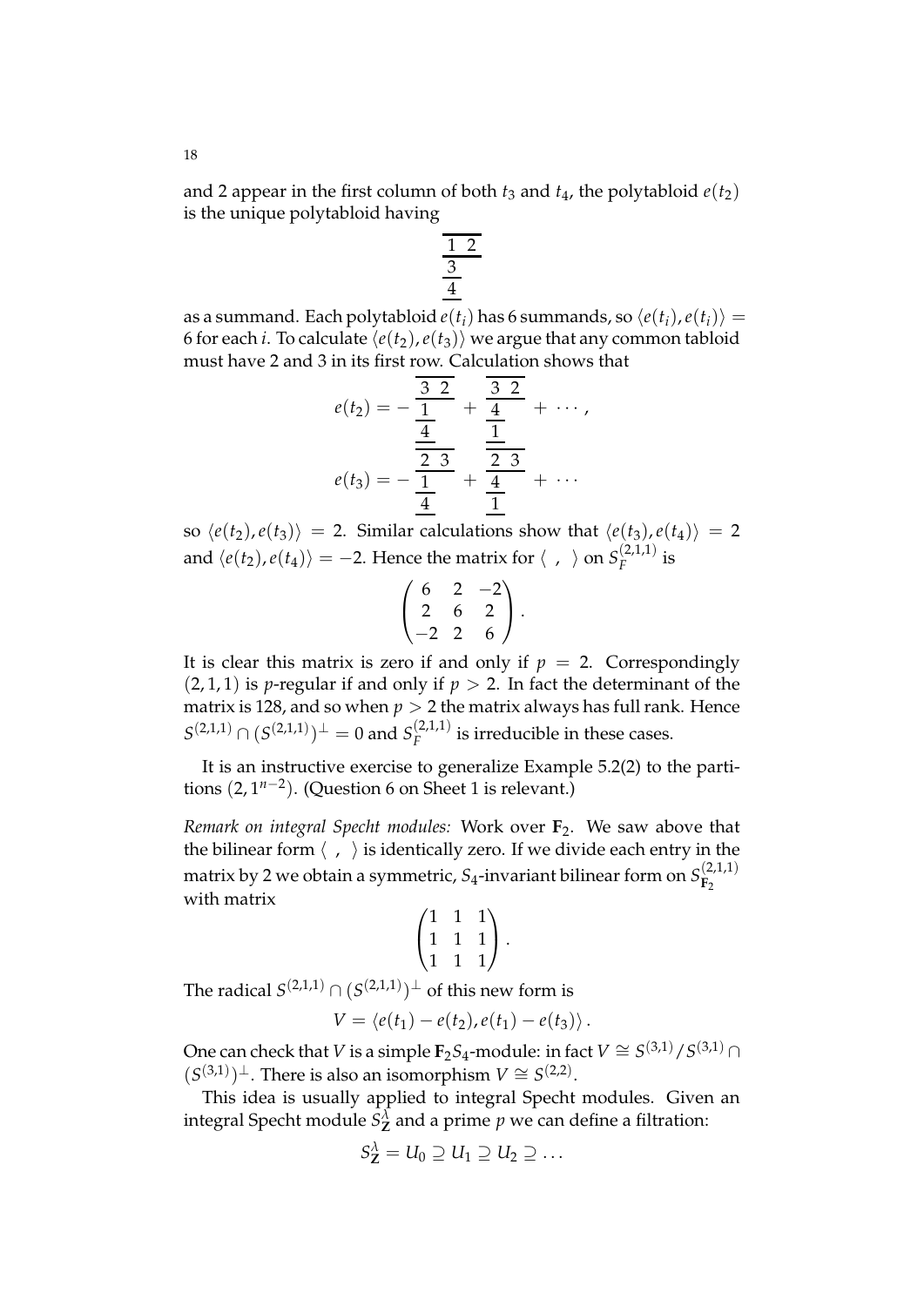and 2 appear in the first column of both $t_3$ and $t_4$, the polytabloid $e(t_2)$ is the unique polytabloid having

$$\begin{array}{c}\overline{\underline{1\ \ 2}}\\ \underline{3}\\ \underline{4}\end{array}$$

as a summand. Each polytabloid $e(t_i)$ has 6 summands, so $\langle e(t_i), e(t_i)\rangle = 6$ for each $i$. To calculate $\langle e(t_2), e(t_3)\rangle$ we argue that any common tabloid must have 2 and 3 in its first row. Calculation shows that

$$e(t_2) = -\begin{array}{c}\overline{\underline{3\ \ 2}}\\ \underline{1}\\ \underline{4}\end{array} + \begin{array}{c}\overline{\underline{3\ \ 2}}\\ \underline{4}\\ \underline{1}\end{array} + \cdots,$$

$$e(t_3) = -\begin{array}{c}\overline{\underline{2\ \ 3}}\\ \underline{1}\\ \underline{4}\end{array} + \begin{array}{c}\overline{\underline{2\ \ 3}}\\ \underline{4}\\ \underline{1}\end{array} + \cdots$$

so $\langle e(t_2), e(t_3)\rangle = 2$. Similar calculations show that $\langle e(t_3), e(t_4)\rangle = 2$ and $\langle e(t_2), e(t_4)\rangle = -2$. Hence the matrix for $\langle\ ,\ \rangle$ on $S_F^{(2,1,1)}$ is

$$\begin{pmatrix} 6 & 2 & -2 \\ 2 & 6 & 2 \\ -2 & 2 & 6 \end{pmatrix}.$$

It is clear this matrix is zero if and only if $p = 2$. Correspondingly $(2,1,1)$ is $p$-regular if and only if $p > 2$. In fact the determinant of the matrix is 128, and so when $p > 2$ the matrix always has full rank. Hence $S^{(2,1,1)} \cap (S^{(2,1,1)})^\perp = 0$ and $S_F^{(2,1,1)}$ is irreducible in these cases.

It is an instructive exercise to generalize Example 5.2(2) to the partitions $(2, 1^{n-2})$. (Question 6 on Sheet 1 is relevant.)

*Remark on integral Specht modules:* Work over $\mathbf{F}_2$. We saw above that the bilinear form $\langle\ ,\ \rangle$ is identically zero. If we divide each entry in the matrix by 2 we obtain a symmetric, $S_4$-invariant bilinear form on $S_{\mathbf{F}_2}^{(2,1,1)}$ with matrix

$$\begin{pmatrix} 1 & 1 & 1 \\ 1 & 1 & 1 \\ 1 & 1 & 1 \end{pmatrix}.$$

The radical $S^{(2,1,1)} \cap (S^{(2,1,1)})^\perp$ of this new form is

$$V = \langle e(t_1) - e(t_2), e(t_1) - e(t_3)\rangle.$$

One can check that $V$ is a simple $\mathbf{F}_2 S_4$-module: in fact $V \cong S^{(3,1)}/S^{(3,1)} \cap (S^{(3,1)})^\perp$. There is also an isomorphism $V \cong S^{(2,2)}$.

This idea is usually applied to integral Specht modules. Given an integral Specht module $S_{\mathbf{Z}}^\lambda$ and a prime $p$ we can define a filtration:

$$S_{\mathbf{Z}}^\lambda = U_0 \supseteq U_1 \supseteq U_2 \supseteq \ldots$$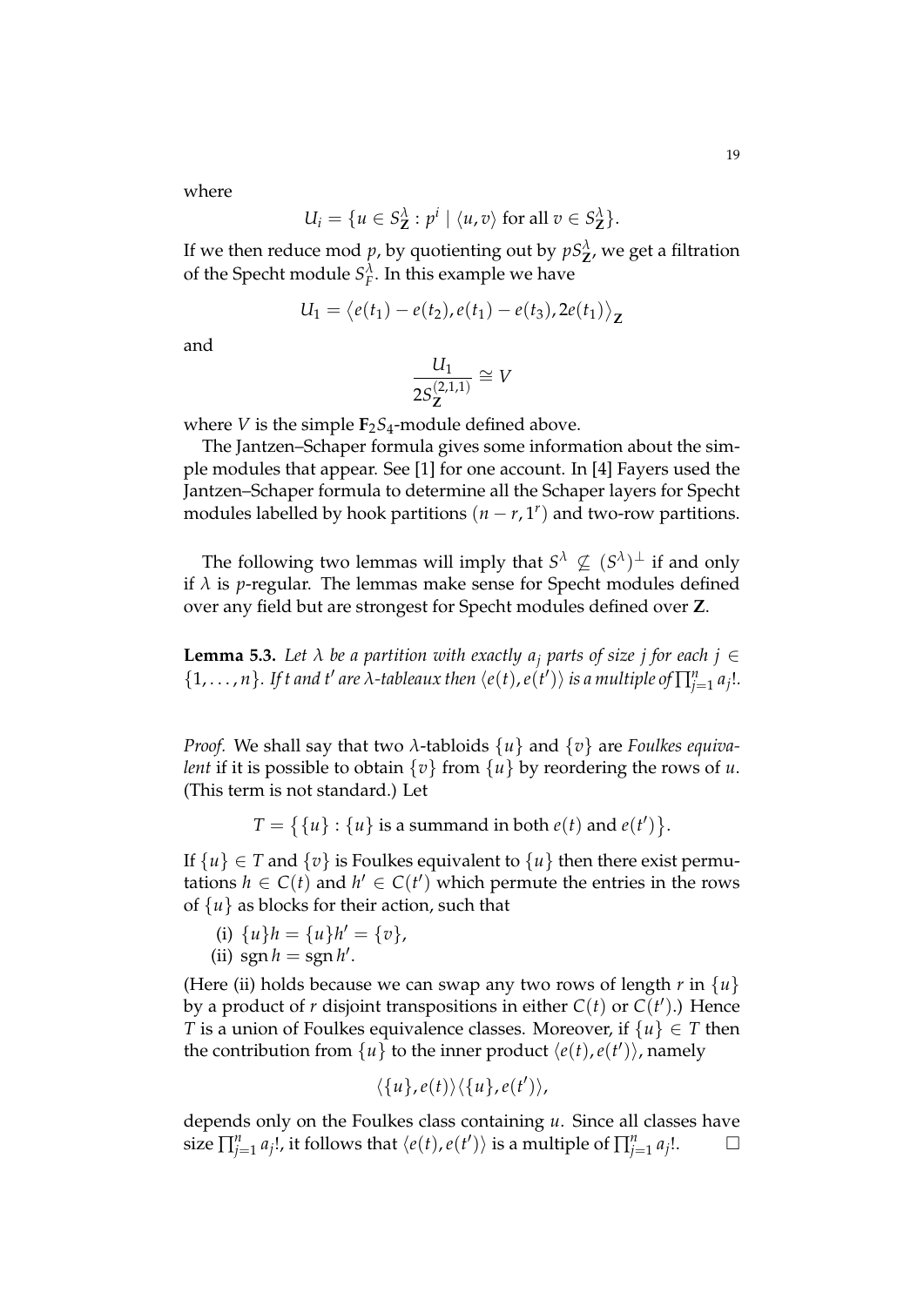where

$$U_i = \{u \in S^\lambda_{\mathbf{Z}} : p^i \mid \langle u, v\rangle \text{ for all } v \in S^\lambda_{\mathbf{Z}}\}.$$

If we then reduce mod $p$, by quotienting out by $pS^\lambda_{\mathbf{Z}}$, we get a filtration of the Specht module $S^\lambda_F$. In this example we have

$$U_1 = \big\langle e(t_1) - e(t_2), e(t_1) - e(t_3), 2e(t_1)\big\rangle_{\mathbf{Z}}$$

and

$$\frac{U_1}{2S^{(2,1,1)}_{\mathbf{Z}}} \cong V$$

where $V$ is the simple $\mathbf{F}_2 S_4$-module defined above.

The Jantzen–Schaper formula gives some information about the simple modules that appear. See [1] for one account. In [4] Fayers used the Jantzen–Schaper formula to determine all the Schaper layers for Specht modules labelled by hook partitions $(n-r, 1^r)$ and two-row partitions.

The following two lemmas will imply that $S^\lambda \not\subseteq (S^\lambda)^\perp$ if and only if $\lambda$ is $p$-regular. The lemmas make sense for Specht modules defined over any field but are strongest for Specht modules defined over $\mathbf{Z}$.

**Lemma 5.3.** *Let $\lambda$ be a partition with exactly $a_j$ parts of size $j$ for each $j \in \{1, \ldots, n\}$. If $t$ and $t'$ are $\lambda$-tableaux then $\langle e(t), e(t')\rangle$ is a multiple of $\prod_{j=1}^n a_j!$.*

*Proof.* We shall say that two $\lambda$-tabloids $\{u\}$ and $\{v\}$ are *Foulkes equivalent* if it is possible to obtain $\{v\}$ from $\{u\}$ by reordering the rows of $u$. (This term is not standard.) Let

$$T = \big\{\{u\} : \{u\} \text{ is a summand in both } e(t) \text{ and } e(t')\big\}.$$

If $\{u\} \in T$ and $\{v\}$ is Foulkes equivalent to $\{u\}$ then there exist permutations $h \in C(t)$ and $h' \in C(t')$ which permute the entries in the rows of $\{u\}$ as blocks for their action, such that

(i) $\{u\}h = \{u\}h' = \{v\}$,
(ii) $\operatorname{sgn} h = \operatorname{sgn} h'$.

(Here (ii) holds because we can swap any two rows of length $r$ in $\{u\}$ by a product of $r$ disjoint transpositions in either $C(t)$ or $C(t')$.) Hence $T$ is a union of Foulkes equivalence classes. Moreover, if $\{u\} \in T$ then the contribution from $\{u\}$ to the inner product $\langle e(t), e(t')\rangle$, namely

$$\langle \{u\}, e(t)\rangle \langle \{u\}, e(t')\rangle,$$

depends only on the Foulkes class containing $u$. Since all classes have size $\prod_{j=1}^n a_j!$, it follows that $\langle e(t), e(t')\rangle$ is a multiple of $\prod_{j=1}^n a_j!$. $\square$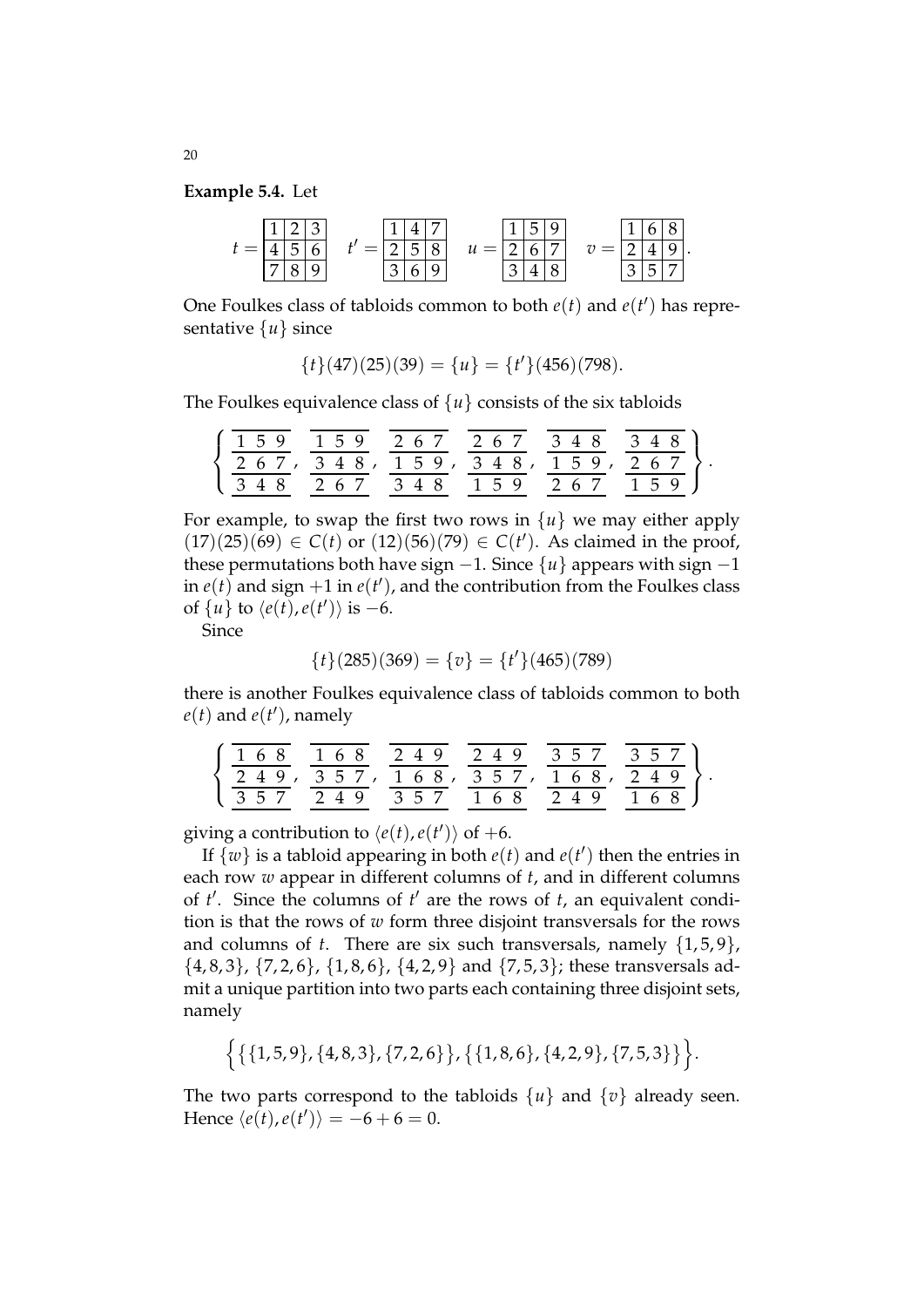**Example 5.4.** Let

$$t = \begin{array}{|c|c|c|}\hline 1 & 2 & 3 \\ \hline 4 & 5 & 6 \\ \hline 7 & 8 & 9 \\ \hline \end{array} \quad t' = \begin{array}{|c|c|c|}\hline 1 & 4 & 7 \\ \hline 2 & 5 & 8 \\ \hline 3 & 6 & 9 \\ \hline \end{array} \quad u = \begin{array}{|c|c|c|}\hline 1 & 5 & 9 \\ \hline 2 & 6 & 7 \\ \hline 3 & 4 & 8 \\ \hline \end{array} \quad v = \begin{array}{|c|c|c|}\hline 1 & 6 & 8 \\ \hline 2 & 4 & 9 \\ \hline 3 & 5 & 7 \\ \hline \end{array}.$$

One Foulkes class of tabloids common to both $e(t)$ and $e(t')$ has representative $\{u\}$ since

$$\{t\}(47)(25)(39) = \{u\} = \{t'\}(456)(798).$$

The Foulkes equivalence class of $\{u\}$ consists of the six tabloids

$$\left\{ \begin{array}{c}\hline 1\ 5\ 9 \\ \hline 2\ 6\ 7 \\ \hline 3\ 4\ 8 \\ \hline \end{array}, \begin{array}{c}\hline 1\ 5\ 9 \\ \hline 3\ 4\ 8 \\ \hline 2\ 6\ 7 \\ \hline \end{array}, \begin{array}{c}\hline 2\ 6\ 7 \\ \hline 1\ 5\ 9 \\ \hline 3\ 4\ 8 \\ \hline \end{array}, \begin{array}{c}\hline 2\ 6\ 7 \\ \hline 3\ 4\ 8 \\ \hline 1\ 5\ 9 \\ \hline \end{array}, \begin{array}{c}\hline 3\ 4\ 8 \\ \hline 1\ 5\ 9 \\ \hline 2\ 6\ 7 \\ \hline \end{array}, \begin{array}{c}\hline 3\ 4\ 8 \\ \hline 2\ 6\ 7 \\ \hline 1\ 5\ 9 \\ \hline \end{array} \right\}.$$

For example, to swap the first two rows in $\{u\}$ we may either apply $(17)(25)(69) \in C(t)$ or $(12)(56)(79) \in C(t')$. As claimed in the proof, these permutations both have sign $-1$. Since $\{u\}$ appears with sign $-1$ in $e(t)$ and sign $+1$ in $e(t')$, and the contribution from the Foulkes class of $\{u\}$ to $\langle e(t), e(t') \rangle$ is $-6$.

Since

$$\{t\}(285)(369) = \{v\} = \{t'\}(465)(789)$$

there is another Foulkes equivalence class of tabloids common to both $e(t)$ and $e(t')$, namely

$$\left\{ \begin{array}{c}\hline 1\ 6\ 8 \\ \hline 2\ 4\ 9 \\ \hline 3\ 5\ 7 \\ \hline \end{array}, \begin{array}{c}\hline 1\ 6\ 8 \\ \hline 3\ 5\ 7 \\ \hline 2\ 4\ 9 \\ \hline \end{array}, \begin{array}{c}\hline 2\ 4\ 9 \\ \hline 1\ 6\ 8 \\ \hline 3\ 5\ 7 \\ \hline \end{array}, \begin{array}{c}\hline 2\ 4\ 9 \\ \hline 3\ 5\ 7 \\ \hline 1\ 6\ 8 \\ \hline \end{array}, \begin{array}{c}\hline 3\ 5\ 7 \\ \hline 1\ 6\ 8 \\ \hline 2\ 4\ 9 \\ \hline \end{array}, \begin{array}{c}\hline 3\ 5\ 7 \\ \hline 2\ 4\ 9 \\ \hline 1\ 6\ 8 \\ \hline \end{array} \right\}.$$

giving a contribution to $\langle e(t), e(t') \rangle$ of $+6$.

If $\{w\}$ is a tabloid appearing in both $e(t)$ and $e(t')$ then the entries in each row $w$ appear in different columns of $t$, and in different columns of $t'$. Since the columns of $t'$ are the rows of $t$, an equivalent condition is that the rows of $w$ form three disjoint transversals for the rows and columns of $t$. There are six such transversals, namely $\{1,5,9\}$, $\{4,8,3\}$, $\{7,2,6\}$, $\{1,8,6\}$, $\{4,2,9\}$ and $\{7,5,3\}$; these transversals admit a unique partition into two parts each containing three disjoint sets, namely

$$\Big\{ \big\{\{1,5,9\}, \{4,8,3\}, \{7,2,6\}\big\}, \big\{\{1,8,6\}, \{4,2,9\}, \{7,5,3\}\big\} \Big\}.$$

The two parts correspond to the tabloids $\{u\}$ and $\{v\}$ already seen. Hence $\langle e(t), e(t') \rangle = -6 + 6 = 0$.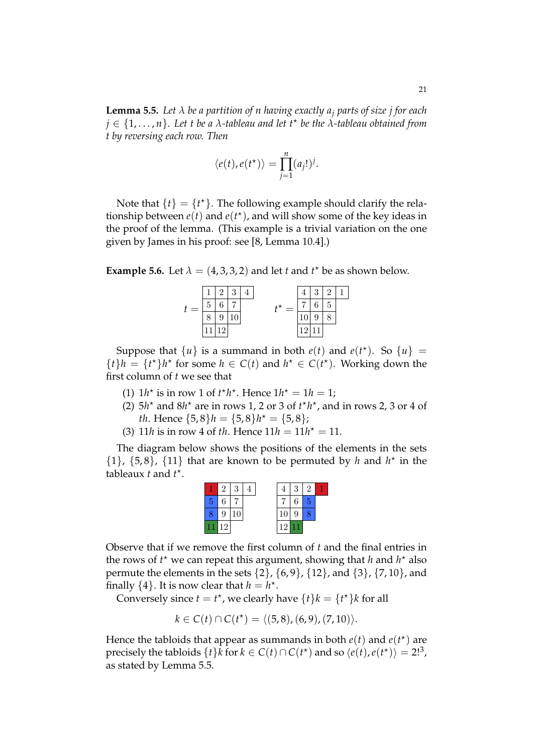**Lemma 5.5.** *Let $\lambda$ be a partition of $n$ having exactly $a_j$ parts of size $j$ for each $j \in \{1, \ldots, n\}$. Let $t$ be a $\lambda$-tableau and let $t^\star$ be the $\lambda$-tableau obtained from $t$ by reversing each row. Then*

$$\langle e(t), e(t^\star) \rangle = \prod_{j=1}^{n} (a_j!)^j.$$

Note that $\{t\} = \{t^\star\}$. The following example should clarify the relationship between $e(t)$ and $e(t^\star)$, and will show some of the key ideas in the proof of the lemma. (This example is a trivial variation on the one given by James in his proof: see [8, Lemma 10.4].)

**Example 5.6.** Let $\lambda = (4, 3, 3, 2)$ and let $t$ and $t^\star$ be as shown below.

$$t = \begin{array}{|c|c|c|c|} \hline 1 & 2 & 3 & 4 \\ \hline 5 & 6 & 7 \\ \cline{1-3} 8 & 9 & 10 \\ \cline{1-3} 11 & 12 \\ \cline{1-2} \end{array} \qquad t^\star = \begin{array}{|c|c|c|c|} \hline 4 & 3 & 2 & 1 \\ \hline 7 & 6 & 5 \\ \cline{1-3} 10 & 9 & 8 \\ \cline{1-3} 12 & 11 \\ \cline{1-2} \end{array}$$

Suppose that $\{u\}$ is a summand in both $e(t)$ and $e(t^\star)$. So $\{u\} = \{t\}h = \{t^\star\}h^\star$ for some $h \in C(t)$ and $h^\star \in C(t^\star)$. Working down the first column of $t$ we see that

(1) $1h^\star$ is in row 1 of $t^\star h^\star$. Hence $1h^\star = 1h = 1$;
(2) $5h^\star$ and $8h^\star$ are in rows 1, 2 or 3 of $t^\star h^\star$, and in rows 2, 3 or 4 of $th$. Hence $\{5, 8\}h = \{5, 8\}h^\star = \{5, 8\}$;
(3) $11h$ is in row 4 of $th$. Hence $11h = 11h^\star = 11$.

The diagram below shows the positions of the elements in the sets $\{1\}$, $\{5, 8\}$, $\{11\}$ that are known to be permuted by $h$ and $h^\star$ in the tableaux $t$ and $t^\star$.

$$\begin{array}{|c|c|c|c|} \hline \mathbf{1} & 2 & 3 & 4 \\ \hline \mathbf{5} & 6 & 7 \\ \cline{1-3} \mathbf{8} & 9 & 10 \\ \cline{1-3} \mathbf{11} & 12 \\ \cline{1-2} \end{array} \qquad \begin{array}{|c|c|c|c|} \hline 4 & 3 & 2 & \mathbf{1} \\ \hline 7 & 6 & \mathbf{5} \\ \cline{1-3} 10 & 9 & \mathbf{8} \\ \cline{1-3} 12 & \mathbf{11} \\ \cline{1-2} \end{array}$$

Observe that if we remove the first column of $t$ and the final entries in the rows of $t^\star$ we can repeat this argument, showing that $h$ and $h^\star$ also permute the elements in the sets $\{2\}$, $\{6, 9\}$, $\{12\}$, and $\{3\}$, $\{7, 10\}$, and finally $\{4\}$. It is now clear that $h = h^\star$.

Conversely since $t = t^\star$, we clearly have $\{t\}k = \{t^\star\}k$ for all

$$k \in C(t) \cap C(t^\star) = \langle (5, 8), (6, 9), (7, 10) \rangle.$$

Hence the tabloids that appear as summands in both $e(t)$ and $e(t^\star)$ are precisely the tabloids $\{t\}k$ for $k \in C(t) \cap C(t^\star)$ and so $\langle e(t), e(t^\star) \rangle = 2!^3$, as stated by Lemma 5.5.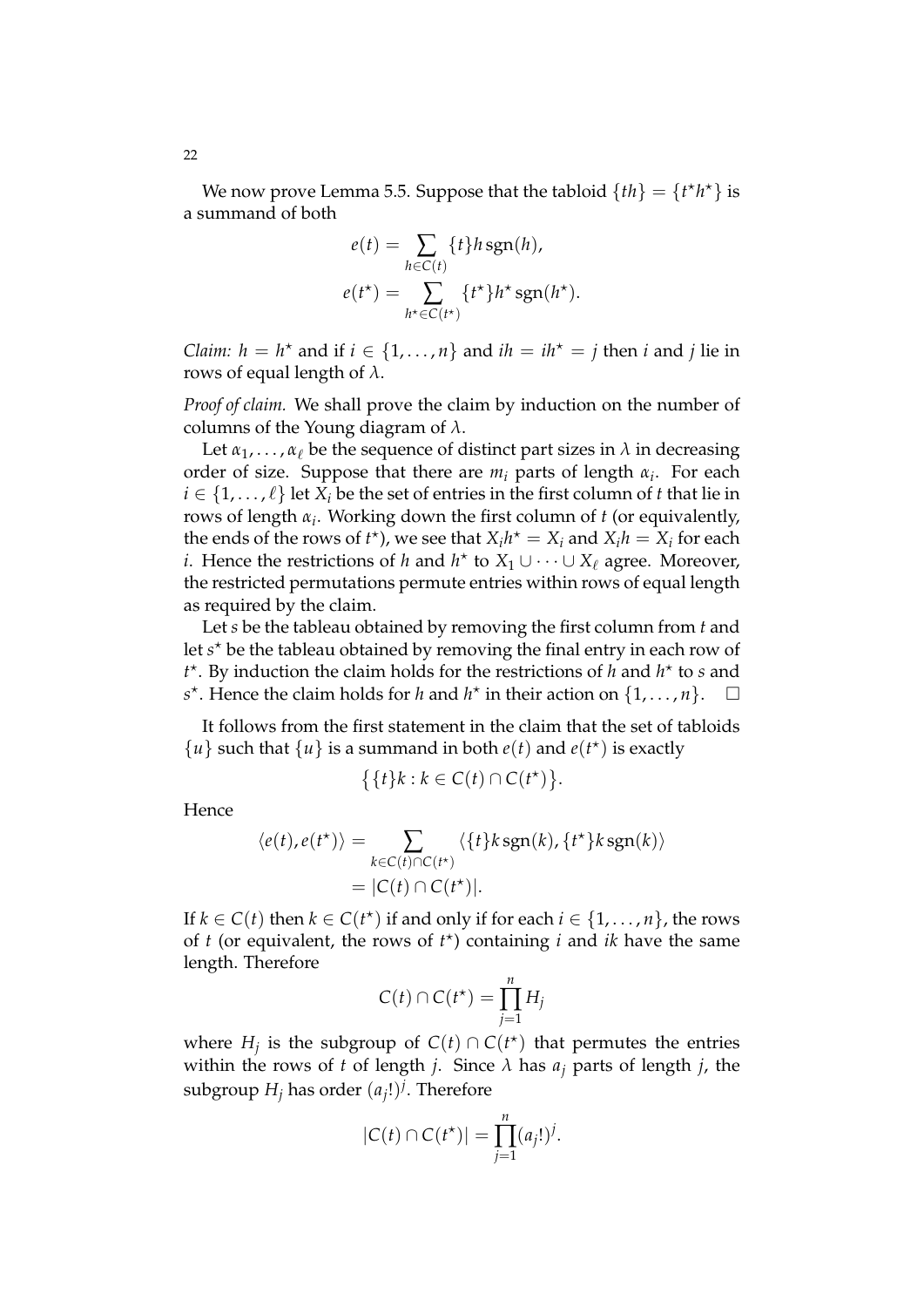We now prove Lemma 5.5. Suppose that the tabloid $\{th\} = \{t^\star h^\star\}$ is a summand of both

$$e(t) = \sum_{h \in C(t)} \{t\} h \operatorname{sgn}(h),$$
$$e(t^\star) = \sum_{h^\star \in C(t^\star)} \{t^\star\} h^\star \operatorname{sgn}(h^\star).$$

*Claim:* $h = h^\star$ and if $i \in \{1, \ldots, n\}$ and $ih = ih^\star = j$ then $i$ and $j$ lie in rows of equal length of $\lambda$.

*Proof of claim.* We shall prove the claim by induction on the number of columns of the Young diagram of $\lambda$.

Let $\alpha_1, \ldots, \alpha_\ell$ be the sequence of distinct part sizes in $\lambda$ in decreasing order of size. Suppose that there are $m_i$ parts of length $\alpha_i$. For each $i \in \{1, \ldots, \ell\}$ let $X_i$ be the set of entries in the first column of $t$ that lie in rows of length $\alpha_i$. Working down the first column of $t$ (or equivalently, the ends of the rows of $t^\star$), we see that $X_i h^\star = X_i$ and $X_i h = X_i$ for each $i$. Hence the restrictions of $h$ and $h^\star$ to $X_1 \cup \cdots \cup X_\ell$ agree. Moreover, the restricted permutations permute entries within rows of equal length as required by the claim.

Let $s$ be the tableau obtained by removing the first column from $t$ and let $s^\star$ be the tableau obtained by removing the final entry in each row of $t^\star$. By induction the claim holds for the restrictions of $h$ and $h^\star$ to $s$ and $s^\star$. Hence the claim holds for $h$ and $h^\star$ in their action on $\{1, \ldots, n\}$. $\square$

It follows from the first statement in the claim that the set of tabloids $\{u\}$ such that $\{u\}$ is a summand in both $e(t)$ and $e(t^\star)$ is exactly

$$\big\{\{t\}k : k \in C(t) \cap C(t^\star)\big\}.$$

Hence

$$\begin{aligned}
\langle e(t), e(t^\star)\rangle &= \sum_{k \in C(t) \cap C(t^\star)} \langle \{t\} k \operatorname{sgn}(k), \{t^\star\} k \operatorname{sgn}(k)\rangle \\
&= |C(t) \cap C(t^\star)|.
\end{aligned}$$

If $k \in C(t)$ then $k \in C(t^\star)$ if and only if for each $i \in \{1, \ldots, n\}$, the rows of $t$ (or equivalent, the rows of $t^\star$) containing $i$ and $ik$ have the same length. Therefore

$$C(t) \cap C(t^\star) = \prod_{j=1}^{n} H_j$$

where $H_j$ is the subgroup of $C(t) \cap C(t^\star)$ that permutes the entries within the rows of $t$ of length $j$. Since $\lambda$ has $a_j$ parts of length $j$, the subgroup $H_j$ has order $(a_j!)^j$. Therefore

$$|C(t) \cap C(t^\star)| = \prod_{j=1}^{n} (a_j!)^j.$$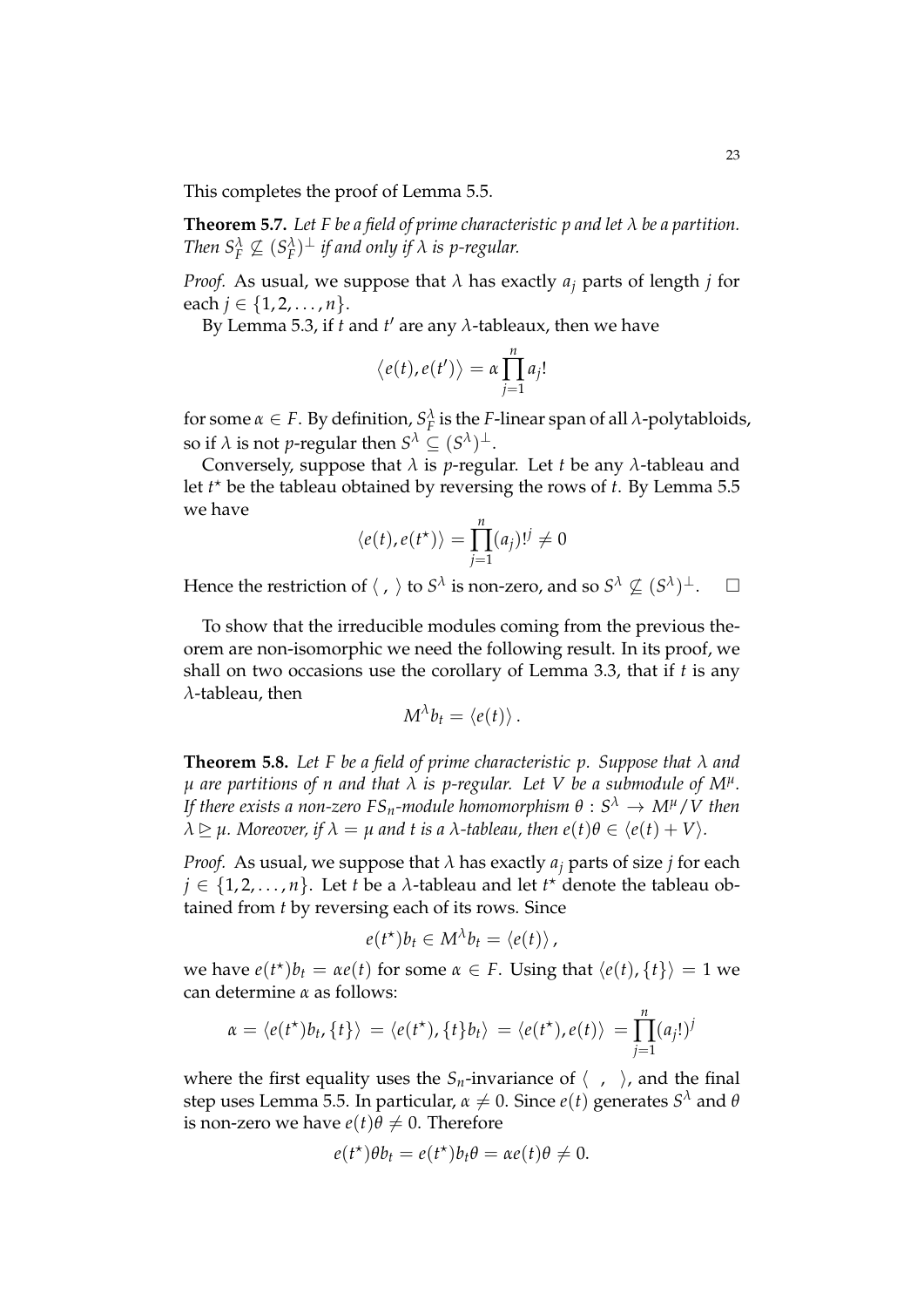This completes the proof of Lemma 5.5.

**Theorem 5.7.** *Let $F$ be a field of prime characteristic $p$ and let $\lambda$ be a partition. Then $S^\lambda_F \not\subseteq (S^\lambda_F)^\perp$ if and only if $\lambda$ is $p$-regular.*

*Proof.* As usual, we suppose that $\lambda$ has exactly $a_j$ parts of length $j$ for each $j \in \{1, 2, \ldots, n\}$.

By Lemma 5.3, if $t$ and $t'$ are any $\lambda$-tableaux, then we have

$$\langle e(t), e(t') \rangle = \alpha \prod_{j=1}^{n} a_j!$$

for some $\alpha \in F$. By definition, $S^\lambda_F$ is the $F$-linear span of all $\lambda$-polytabloids, so if $\lambda$ is not $p$-regular then $S^\lambda \subseteq (S^\lambda)^\perp$.

Conversely, suppose that $\lambda$ is $p$-regular. Let $t$ be any $\lambda$-tableau and let $t^\star$ be the tableau obtained by reversing the rows of $t$. By Lemma 5.5 we have

$$\langle e(t), e(t^\star) \rangle = \prod_{j=1}^{n} (a_j)!^j \neq 0$$

Hence the restriction of $\langle\ ,\ \rangle$ to $S^\lambda$ is non-zero, and so $S^\lambda \not\subseteq (S^\lambda)^\perp$. $\square$

To show that the irreducible modules coming from the previous theorem are non-isomorphic we need the following result. In its proof, we shall on two occasions use the corollary of Lemma 3.3, that if $t$ is any $\lambda$-tableau, then

$$M^\lambda b_t = \langle e(t) \rangle.$$

**Theorem 5.8.** *Let $F$ be a field of prime characteristic $p$. Suppose that $\lambda$ and $\mu$ are partitions of $n$ and that $\lambda$ is $p$-regular. Let $V$ be a submodule of $M^\mu$. If there exists a non-zero $FS_n$-module homomorphism $\theta : S^\lambda \to M^\mu / V$ then $\lambda \trianglerighteq \mu$. Moreover, if $\lambda = \mu$ and $t$ is a $\lambda$-tableau, then $e(t)\theta \in \langle e(t) + V \rangle$.*

*Proof.* As usual, we suppose that $\lambda$ has exactly $a_j$ parts of size $j$ for each $j \in \{1, 2, \ldots, n\}$. Let $t$ be a $\lambda$-tableau and let $t^\star$ denote the tableau obtained from $t$ by reversing each of its rows. Since

$$e(t^\star) b_t \in M^\lambda b_t = \langle e(t) \rangle,$$

we have $e(t^\star) b_t = \alpha e(t)$ for some $\alpha \in F$. Using that $\langle e(t), \{t\} \rangle = 1$ we can determine $\alpha$ as follows:

$$\alpha = \langle e(t^\star) b_t, \{t\} \rangle = \langle e(t^\star), \{t\} b_t \rangle = \langle e(t^\star), e(t) \rangle = \prod_{j=1}^{n} (a_j!)^j$$

where the first equality uses the $S_n$-invariance of $\langle\ ,\ \rangle$, and the final step uses Lemma 5.5. In particular, $\alpha \neq 0$. Since $e(t)$ generates $S^\lambda$ and $\theta$ is non-zero we have $e(t)\theta \neq 0$. Therefore

$$e(t^\star)\theta b_t = e(t^\star) b_t \theta = \alpha e(t)\theta \neq 0.$$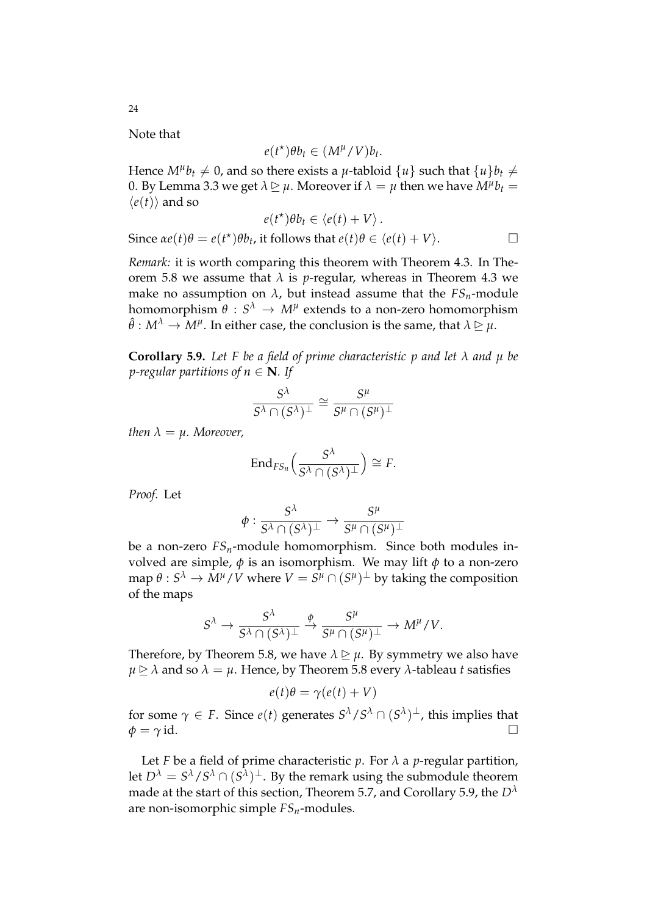Note that

$$e(t^\star)\theta b_t \in (M^\mu/V)b_t.$$

Hence $M^\mu b_t \neq 0$, and so there exists a $\mu$-tabloid $\{u\}$ such that $\{u\}b_t \neq 0$. By Lemma 3.3 we get $\lambda \trianglerighteq \mu$. Moreover if $\lambda = \mu$ then we have $M^\mu b_t = \langle e(t) \rangle$ and so

$$e(t^\star)\theta b_t \in \langle e(t) + V \rangle .$$

Since $\alpha e(t)\theta = e(t^\star)\theta b_t$, it follows that $e(t)\theta \in \langle e(t) + V \rangle$. □

*Remark:* it is worth comparing this theorem with Theorem 4.3. In Theorem 5.8 we assume that $\lambda$ is $p$-regular, whereas in Theorem 4.3 we make no assumption on $\lambda$, but instead assume that the $FS_n$-module homomorphism $\theta : S^\lambda \to M^\mu$ extends to a non-zero homomorphism $\hat{\theta} : M^\lambda \to M^\mu$. In either case, the conclusion is the same, that $\lambda \trianglerighteq \mu$.

**Corollary 5.9.** *Let $F$ be a field of prime characteristic $p$ and let $\lambda$ and $\mu$ be $p$-regular partitions of $n \in \mathbf{N}$. If*

$$\frac{S^\lambda}{S^\lambda \cap (S^\lambda)^\perp} \cong \frac{S^\mu}{S^\mu \cap (S^\mu)^\perp}$$

*then $\lambda = \mu$. Moreover,*

$$\operatorname{End}_{FS_n}\Big(\frac{S^\lambda}{S^\lambda \cap (S^\lambda)^\perp}\Big) \cong F.$$

*Proof.* Let

$$\phi : \frac{S^\lambda}{S^\lambda \cap (S^\lambda)^\perp} \to \frac{S^\mu}{S^\mu \cap (S^\mu)^\perp}$$

be a non-zero $FS_n$-module homomorphism. Since both modules involved are simple, $\phi$ is an isomorphism. We may lift $\phi$ to a non-zero map $\theta : S^\lambda \to M^\mu/V$ where $V = S^\mu \cap (S^\mu)^\perp$ by taking the composition of the maps

$$S^\lambda \to \frac{S^\lambda}{S^\lambda \cap (S^\lambda)^\perp} \xrightarrow{\phi} \frac{S^\mu}{S^\mu \cap (S^\mu)^\perp} \to M^\mu/V.$$

Therefore, by Theorem 5.8, we have $\lambda \trianglerighteq \mu$. By symmetry we also have $\mu \trianglerighteq \lambda$ and so $\lambda = \mu$. Hence, by Theorem 5.8 every $\lambda$-tableau $t$ satisfies

$$e(t)\theta = \gamma(e(t) + V)$$

for some $\gamma \in F$. Since $e(t)$ generates $S^\lambda/S^\lambda \cap (S^\lambda)^\perp$, this implies that $\phi = \gamma\,\mathrm{id}$. □

Let $F$ be a field of prime characteristic $p$. For $\lambda$ a $p$-regular partition, let $D^\lambda = S^\lambda/S^\lambda \cap (S^\lambda)^\perp$. By the remark using the submodule theorem made at the start of this section, Theorem 5.7, and Corollary 5.9, the $D^\lambda$ are non-isomorphic simple $FS_n$-modules.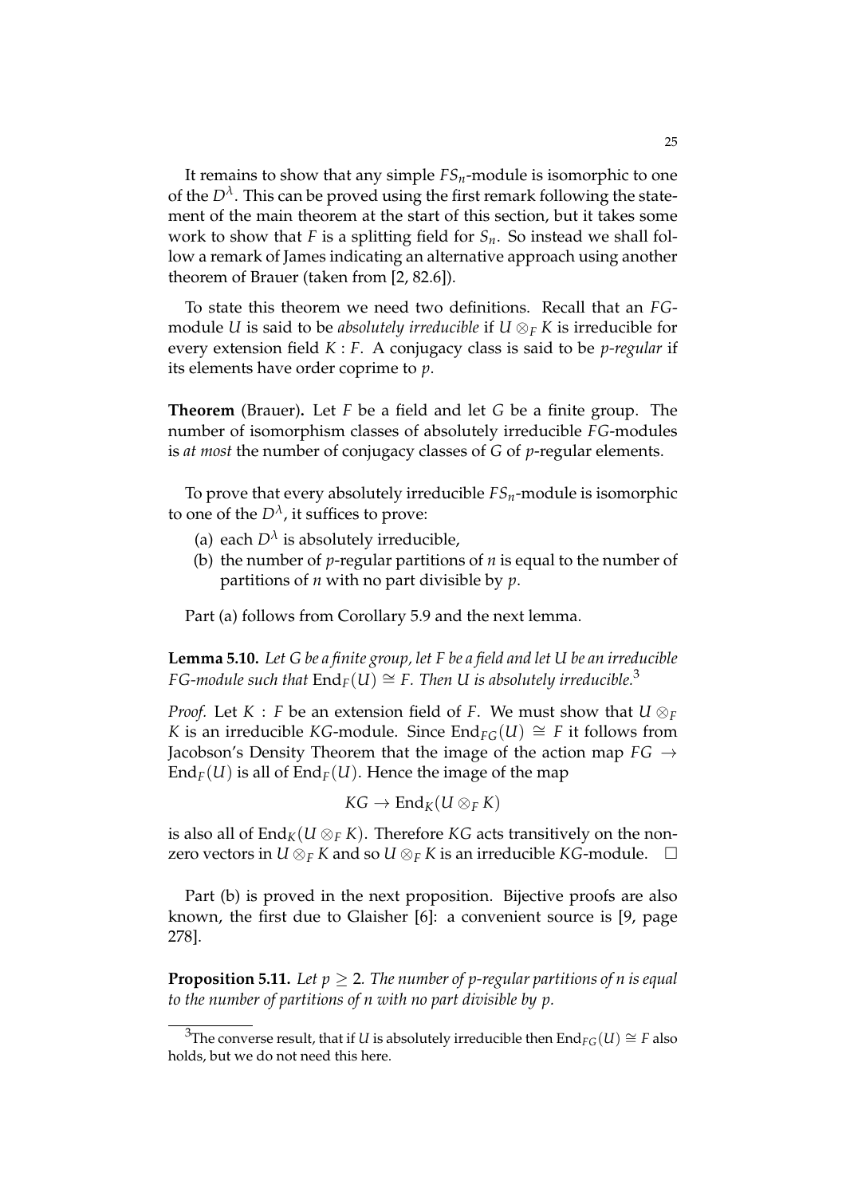It remains to show that any simple $FS_n$-module is isomorphic to one of the $D^\lambda$. This can be proved using the first remark following the statement of the main theorem at the start of this section, but it takes some work to show that $F$ is a splitting field for $S_n$. So instead we shall follow a remark of James indicating an alternative approach using another theorem of Brauer (taken from [2, 82.6]).

To state this theorem we need two definitions. Recall that an $FG$-module $U$ is said to be *absolutely irreducible* if $U \otimes_F K$ is irreducible for every extension field $K : F$. A conjugacy class is said to be *p-regular* if its elements have order coprime to $p$.

**Theorem** (Brauer)**.** Let $F$ be a field and let $G$ be a finite group. The number of isomorphism classes of absolutely irreducible $FG$-modules is *at most* the number of conjugacy classes of $G$ of $p$-regular elements.

To prove that every absolutely irreducible $FS_n$-module is isomorphic to one of the $D^\lambda$, it suffices to prove:

(a) each $D^\lambda$ is absolutely irreducible,

(b) the number of $p$-regular partitions of $n$ is equal to the number of partitions of $n$ with no part divisible by $p$.

Part (a) follows from Corollary 5.9 and the next lemma.

**Lemma 5.10.** *Let $G$ be a finite group, let $F$ be a field and let $U$ be an irreducible $FG$-module such that $\mathrm{End}_F(U) \cong F$. Then $U$ is absolutely irreducible.*[3]

*Proof.* Let $K : F$ be an extension field of $F$. We must show that $U \otimes_F K$ is an irreducible $KG$-module. Since $\mathrm{End}_{FG}(U) \cong F$ it follows from Jacobson's Density Theorem that the image of the action map $FG \to \mathrm{End}_F(U)$ is all of $\mathrm{End}_F(U)$. Hence the image of the map

$$KG \to \mathrm{End}_K(U \otimes_F K)$$

is also all of $\mathrm{End}_K(U \otimes_F K)$. Therefore $KG$ acts transitively on the non-zero vectors in $U \otimes_F K$ and so $U \otimes_F K$ is an irreducible $KG$-module. $\square$

Part (b) is proved in the next proposition. Bijective proofs are also known, the first due to Glaisher [6]: a convenient source is [9, page 278].

**Proposition 5.11.** *Let $p \geq 2$. The number of $p$-regular partitions of $n$ is equal to the number of partitions of $n$ with no part divisible by $p$.*

[3] The converse result, that if $U$ is absolutely irreducible then $\mathrm{End}_{FG}(U) \cong F$ also holds, but we do not need this here.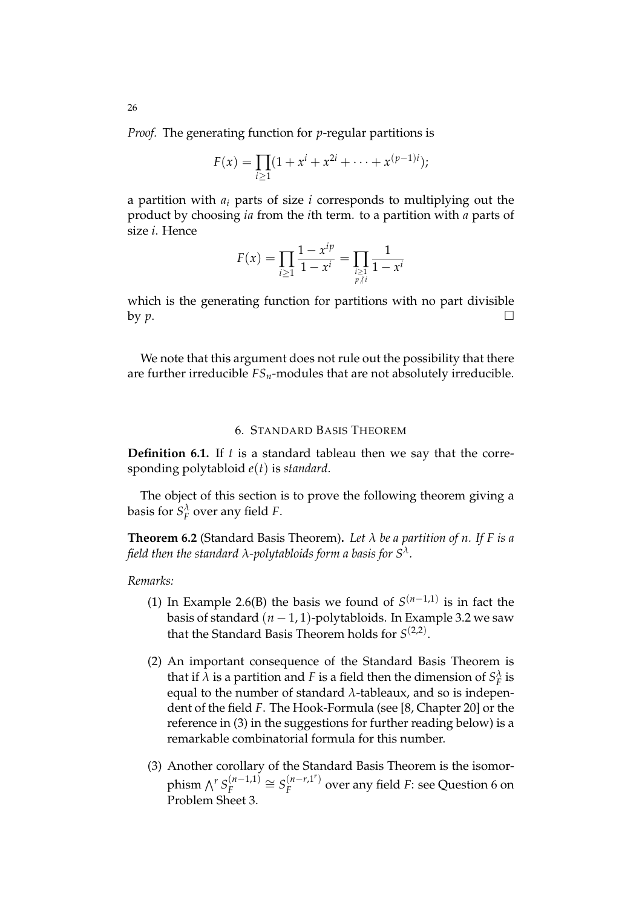*Proof.* The generating function for $p$-regular partitions is

$$F(x) = \prod_{i \geq 1} (1 + x^i + x^{2i} + \cdots + x^{(p-1)i});$$

a partition with $a_i$ parts of size $i$ corresponds to multiplying out the product by choosing $ia$ from the $i$th term. to a partition with $a$ parts of size $i$. Hence

$$F(x) = \prod_{i \geq 1} \frac{1 - x^{ip}}{1 - x^i} = \prod_{\substack{i \geq 1 \\ p \nmid i}} \frac{1}{1 - x^i}$$

which is the generating function for partitions with no part divisible by $p$. $\square$

We note that this argument does not rule out the possibility that there are further irreducible $FS_n$-modules that are not absolutely irreducible.

## 6. Standard Basis Theorem

**Definition 6.1.** If $t$ is a standard tableau then we say that the corresponding polytabloid $e(t)$ is *standard*.

The object of this section is to prove the following theorem giving a basis for $S_F^\lambda$ over any field $F$.

**Theorem 6.2** (Standard Basis Theorem). *Let $\lambda$ be a partition of $n$. If $F$ is a field then the standard $\lambda$-polytabloids form a basis for $S^\lambda$.*

*Remarks:*

1. In Example 2.6(B) the basis we found of $S^{(n-1,1)}$ is in fact the basis of standard $(n-1,1)$-polytabloids. In Example 3.2 we saw that the Standard Basis Theorem holds for $S^{(2,2)}$.
2. An important consequence of the Standard Basis Theorem is that if $\lambda$ is a partition and $F$ is a field then the dimension of $S_F^\lambda$ is equal to the number of standard $\lambda$-tableaux, and so is independent of the field $F$. The Hook-Formula (see [8, Chapter 20] or the reference in (3) in the suggestions for further reading below) is a remarkable combinatorial formula for this number.
3. Another corollary of the Standard Basis Theorem is the isomorphism $\bigwedge^r S_F^{(n-1,1)} \cong S_F^{(n-r,1^r)}$ over any field $F$: see Question 6 on Problem Sheet 3.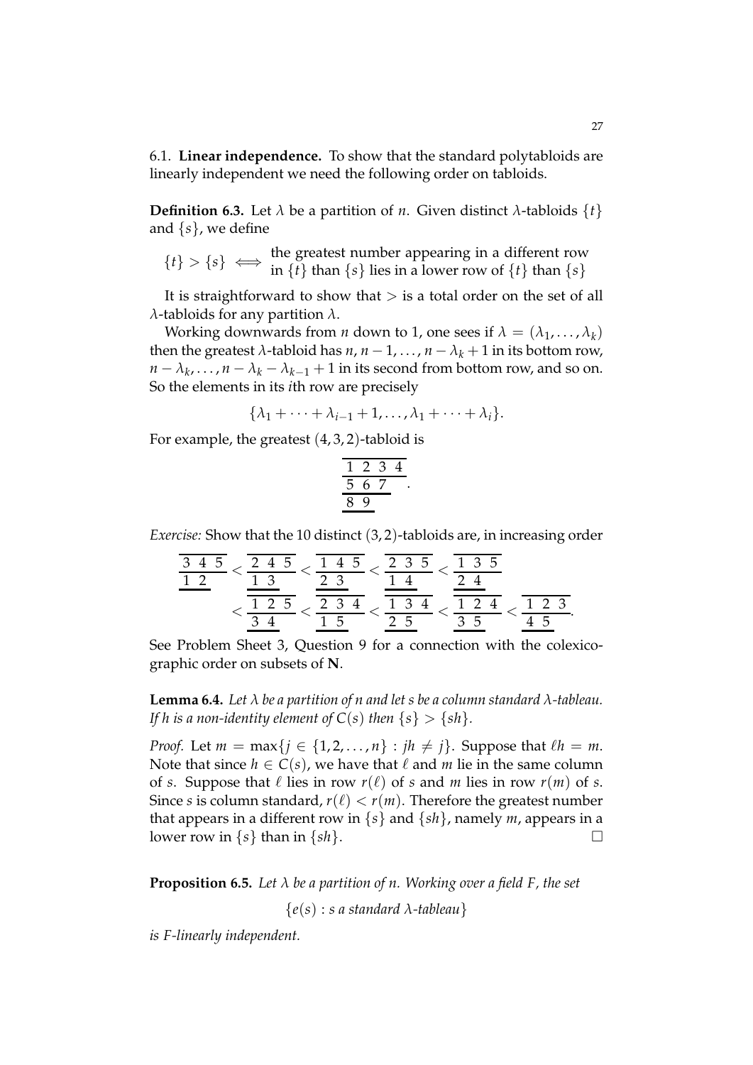6.1. **Linear independence.** To show that the standard polytabloids are linearly independent we need the following order on tabloids.

**Definition 6.3.** Let $\lambda$ be a partition of $n$. Given distinct $\lambda$-tabloids $\{t\}$ and $\{s\}$, we define

$$\{t\} > \{s\} \iff \begin{array}{l}\text{the greatest number appearing in a different row} \\ \text{in } \{t\} \text{ than } \{s\} \text{ lies in a lower row of } \{t\} \text{ than } \{s\}\end{array}$$

It is straightforward to show that $>$ is a total order on the set of all $\lambda$-tabloids for any partition $\lambda$.

Working downwards from $n$ down to 1, one sees if $\lambda = (\lambda_1, \ldots, \lambda_k)$ then the greatest $\lambda$-tabloid has $n, n-1, \ldots, n-\lambda_k+1$ in its bottom row, $n-\lambda_k, \ldots, n-\lambda_k-\lambda_{k-1}+1$ in its second from bottom row, and so on. So the elements in its $i$th row are precisely

$$\{\lambda_1 + \cdots + \lambda_{i-1} + 1, \ldots, \lambda_1 + \cdots + \lambda_i\}.$$

For example, the greatest $(4,3,2)$-tabloid is

$$\begin{array}{l} \overline{1\ 2\ 3\ 4} \\ \overline{5\ 6\ 7} \\ \overline{8\ 9} \end{array}.$$

*Exercise:* Show that the 10 distinct $(3,2)$-tabloids are, in increasing order

$$\begin{array}{l} \overline{3\ 4\ 5} \\ \overline{1\ 2} \end{array} < \begin{array}{l} \overline{2\ 4\ 5} \\ \overline{1\ 3} \end{array} < \begin{array}{l} \overline{1\ 4\ 5} \\ \overline{2\ 3} \end{array} < \begin{array}{l} \overline{2\ 3\ 5} \\ \overline{1\ 4} \end{array} < \begin{array}{l} \overline{1\ 3\ 5} \\ \overline{2\ 4} \end{array}$$
$$< \begin{array}{l} \overline{1\ 2\ 5} \\ \overline{3\ 4} \end{array} < \begin{array}{l} \overline{2\ 3\ 4} \\ \overline{1\ 5} \end{array} < \begin{array}{l} \overline{1\ 3\ 4} \\ \overline{2\ 5} \end{array} < \begin{array}{l} \overline{1\ 2\ 4} \\ \overline{3\ 5} \end{array} < \begin{array}{l} \overline{1\ 2\ 3} \\ \overline{4\ 5} \end{array}.$$

See Problem Sheet 3, Question 9 for a connection with the colexicographic order on subsets of $\mathbf{N}$.

**Lemma 6.4.** *Let $\lambda$ be a partition of $n$ and let $s$ be a column standard $\lambda$-tableau. If $h$ is a non-identity element of $C(s)$ then $\{s\} > \{sh\}$.*

*Proof.* Let $m = \max\{j \in \{1,2,\ldots,n\} : jh \neq j\}$. Suppose that $\ell h = m$. Note that since $h \in C(s)$, we have that $\ell$ and $m$ lie in the same column of $s$. Suppose that $\ell$ lies in row $r(\ell)$ of $s$ and $m$ lies in row $r(m)$ of $s$. Since $s$ is column standard, $r(\ell) < r(m)$. Therefore the greatest number that appears in a different row in $\{s\}$ and $\{sh\}$, namely $m$, appears in a lower row in $\{s\}$ than in $\{sh\}$. $\square$

**Proposition 6.5.** *Let $\lambda$ be a partition of $n$. Working over a field $F$, the set*

$$\{e(s) : s \text{ a standard } \lambda\text{-tableau}\}$$

*is $F$-linearly independent.*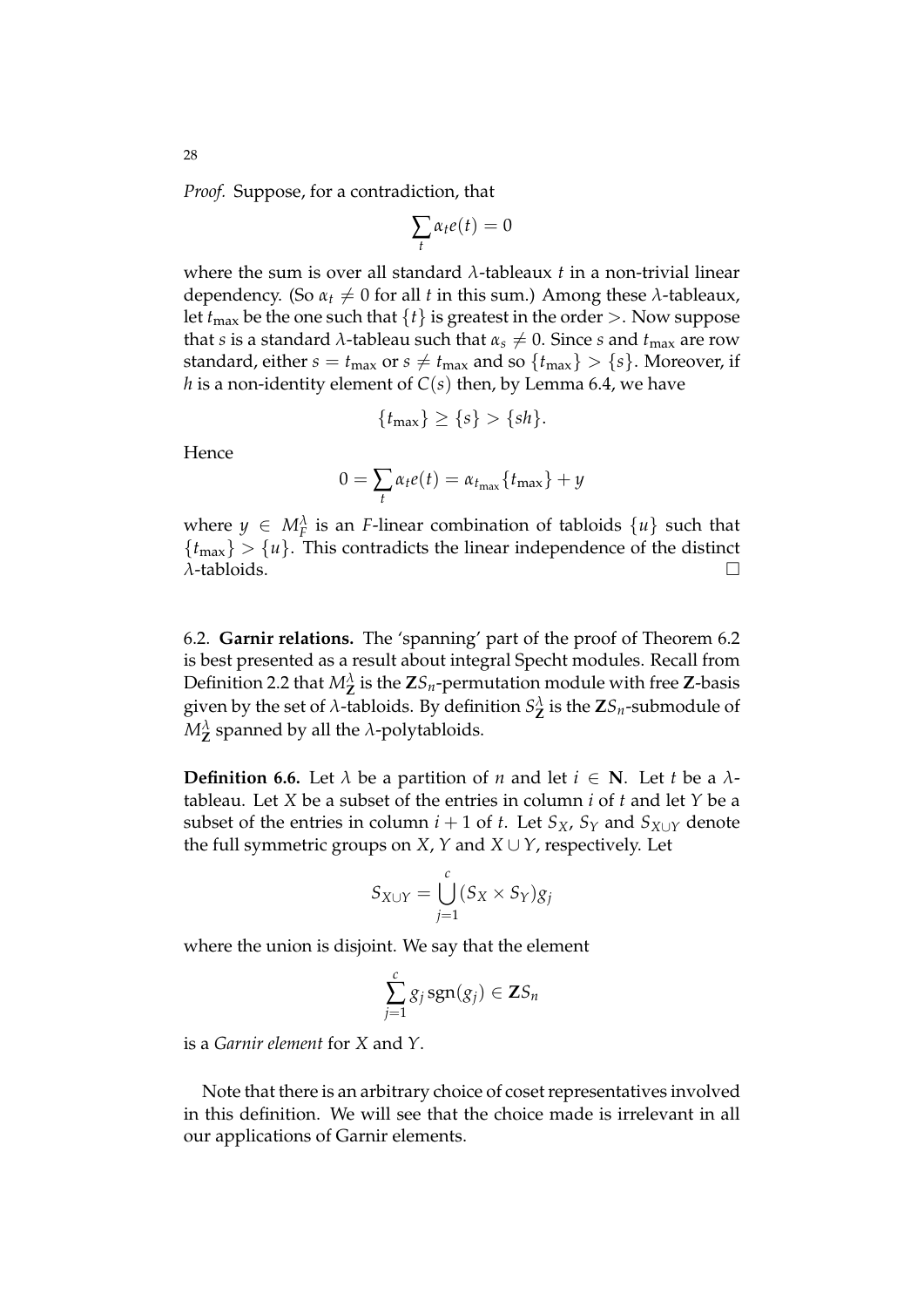*Proof.* Suppose, for a contradiction, that

$$\sum_t \alpha_t e(t) = 0$$

where the sum is over all standard $\lambda$-tableaux $t$ in a non-trivial linear dependency. (So $\alpha_t \neq 0$ for all $t$ in this sum.) Among these $\lambda$-tableaux, let $t_{\max}$ be the one such that $\{t\}$ is greatest in the order $>$. Now suppose that $s$ is a standard $\lambda$-tableau such that $\alpha_s \neq 0$. Since $s$ and $t_{\max}$ are row standard, either $s = t_{\max}$ or $s \neq t_{\max}$ and so $\{t_{\max}\} > \{s\}$. Moreover, if $h$ is a non-identity element of $C(s)$ then, by Lemma 6.4, we have

$$\{t_{\max}\} \geq \{s\} > \{sh\}.$$

Hence

$$0 = \sum_t \alpha_t e(t) = \alpha_{t_{\max}}\{t_{\max}\} + y$$

where $y \in M_F^\lambda$ is an $F$-linear combination of tabloids $\{u\}$ such that $\{t_{\max}\} > \{u\}$. This contradicts the linear independence of the distinct $\lambda$-tabloids. □

6.2. **Garnir relations.** The 'spanning' part of the proof of Theorem 6.2 is best presented as a result about integral Specht modules. Recall from Definition 2.2 that $M_{\mathbf{Z}}^\lambda$ is the $\mathbf{Z}S_n$-permutation module with free $\mathbf{Z}$-basis given by the set of $\lambda$-tabloids. By definition $S_{\mathbf{Z}}^\lambda$ is the $\mathbf{Z}S_n$-submodule of $M_{\mathbf{Z}}^\lambda$ spanned by all the $\lambda$-polytabloids.

**Definition 6.6.** Let $\lambda$ be a partition of $n$ and let $i \in \mathbf{N}$. Let $t$ be a $\lambda$-tableau. Let $X$ be a subset of the entries in column $i$ of $t$ and let $Y$ be a subset of the entries in column $i+1$ of $t$. Let $S_X$, $S_Y$ and $S_{X\cup Y}$ denote the full symmetric groups on $X$, $Y$ and $X \cup Y$, respectively. Let

$$S_{X\cup Y} = \bigcup_{j=1}^{c} (S_X \times S_Y) g_j$$

where the union is disjoint. We say that the element

$$\sum_{j=1}^{c} g_j \operatorname{sgn}(g_j) \in \mathbf{Z}S_n$$

is a *Garnir element* for $X$ and $Y$.

Note that there is an arbitrary choice of coset representatives involved in this definition. We will see that the choice made is irrelevant in all our applications of Garnir elements.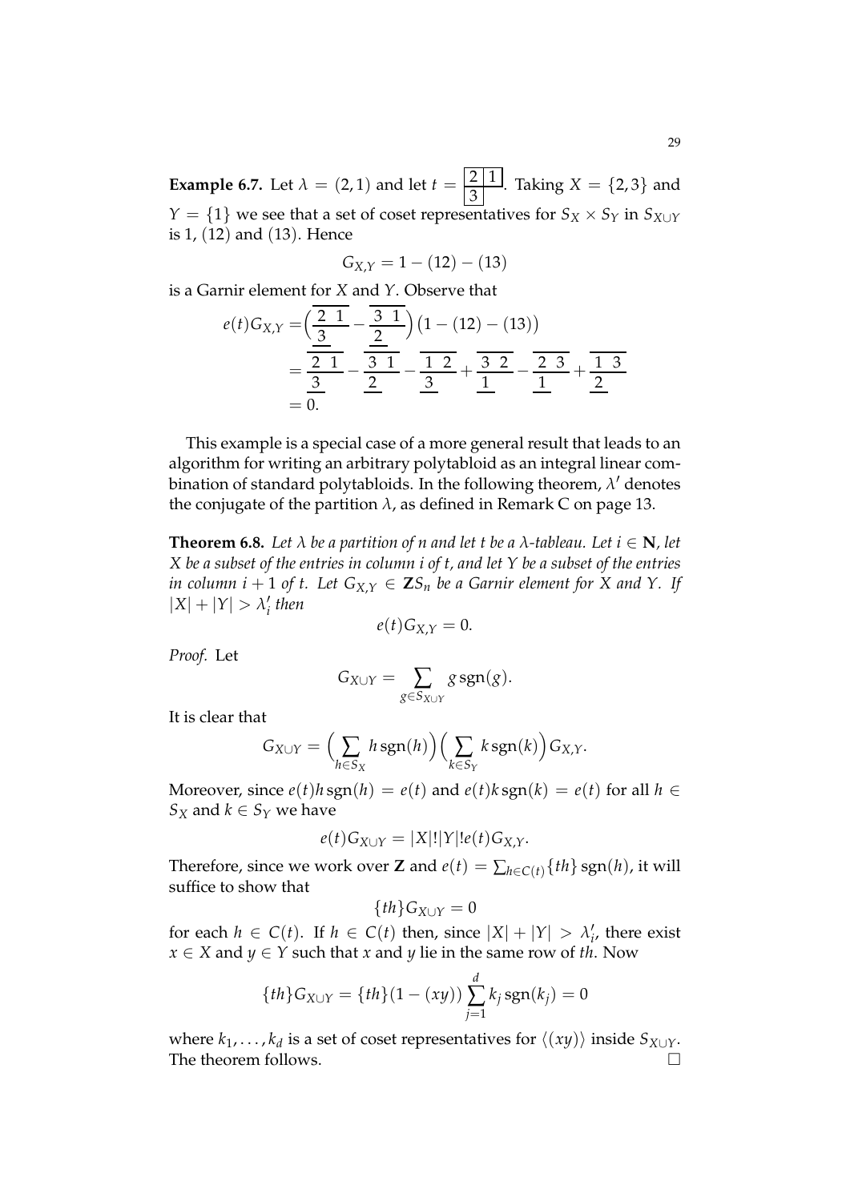**Example 6.7.** Let $\lambda = (2,1)$ and let $t = \begin{array}{|c|c|}\hline 2 & 1 \\ \hline 3 \\ \cline{1-1}\end{array}$. Taking $X = \{2,3\}$ and $Y = \{1\}$ we see that a set of coset representatives for $S_X \times S_Y$ in $S_{X \cup Y}$ is 1, $(12)$ and $(13)$. Hence

$$G_{X,Y} = 1 - (12) - (13)$$

is a Garnir element for $X$ and $Y$. Observe that

$$\begin{aligned} e(t)G_{X,Y} &= \Big( \begin{array}{cc} \overline{2\ \ 1} \\ \underline{3} \end{array} - \begin{array}{cc} \overline{3\ \ 1} \\ \underline{2} \end{array} \Big) \big(1 - (12) - (13)\big) \\ &= \begin{array}{cc} \overline{2\ \ 1} \\ \underline{3} \end{array} - \begin{array}{cc} \overline{3\ \ 1} \\ \underline{2} \end{array} - \begin{array}{cc} \overline{1\ \ 2} \\ \underline{3} \end{array} + \begin{array}{cc} \overline{3\ \ 2} \\ \underline{1} \end{array} - \begin{array}{cc} \overline{2\ \ 3} \\ \underline{1} \end{array} + \begin{array}{cc} \overline{1\ \ 3} \\ \underline{2} \end{array} \\ &= 0. \end{aligned}$$

This example is a special case of a more general result that leads to an algorithm for writing an arbitrary polytabloid as an integral linear combination of standard polytabloids. In the following theorem, $\lambda'$ denotes the conjugate of the partition $\lambda$, as defined in Remark C on page 13.

**Theorem 6.8.** *Let $\lambda$ be a partition of $n$ and let $t$ be a $\lambda$-tableau. Let $i \in \mathbf{N}$, let $X$ be a subset of the entries in column $i$ of $t$, and let $Y$ be a subset of the entries in column $i+1$ of $t$. Let $G_{X,Y} \in \mathbf{Z}S_n$ be a Garnir element for $X$ and $Y$. If $|X| + |Y| > \lambda'_i$ then*

$$e(t)G_{X,Y} = 0.$$

*Proof.* Let

$$G_{X \cup Y} = \sum_{g \in S_{X \cup Y}} g \,\mathrm{sgn}(g).$$

It is clear that

$$G_{X \cup Y} = \Big( \sum_{h \in S_X} h \,\mathrm{sgn}(h) \Big) \Big( \sum_{k \in S_Y} k \,\mathrm{sgn}(k) \Big) G_{X,Y}.$$

Moreover, since $e(t)h \,\mathrm{sgn}(h) = e(t)$ and $e(t)k \,\mathrm{sgn}(k) = e(t)$ for all $h \in S_X$ and $k \in S_Y$ we have

$$e(t)G_{X \cup Y} = |X|!|Y|!e(t)G_{X,Y}.$$

Therefore, since we work over $\mathbf{Z}$ and $e(t) = \sum_{h \in C(t)} \{th\} \,\mathrm{sgn}(h)$, it will suffice to show that

$$\{th\}G_{X \cup Y} = 0$$

for each $h \in C(t)$. If $h \in C(t)$ then, since $|X| + |Y| > \lambda'_i$, there exist $x \in X$ and $y \in Y$ such that $x$ and $y$ lie in the same row of $th$. Now

$$\{th\}G_{X \cup Y} = \{th\}(1 - (xy)) \sum_{j=1}^{d} k_j \,\mathrm{sgn}(k_j) = 0$$

where $k_1, \ldots, k_d$ is a set of coset representatives for $\langle (xy) \rangle$ inside $S_{X \cup Y}$. The theorem follows. $\square$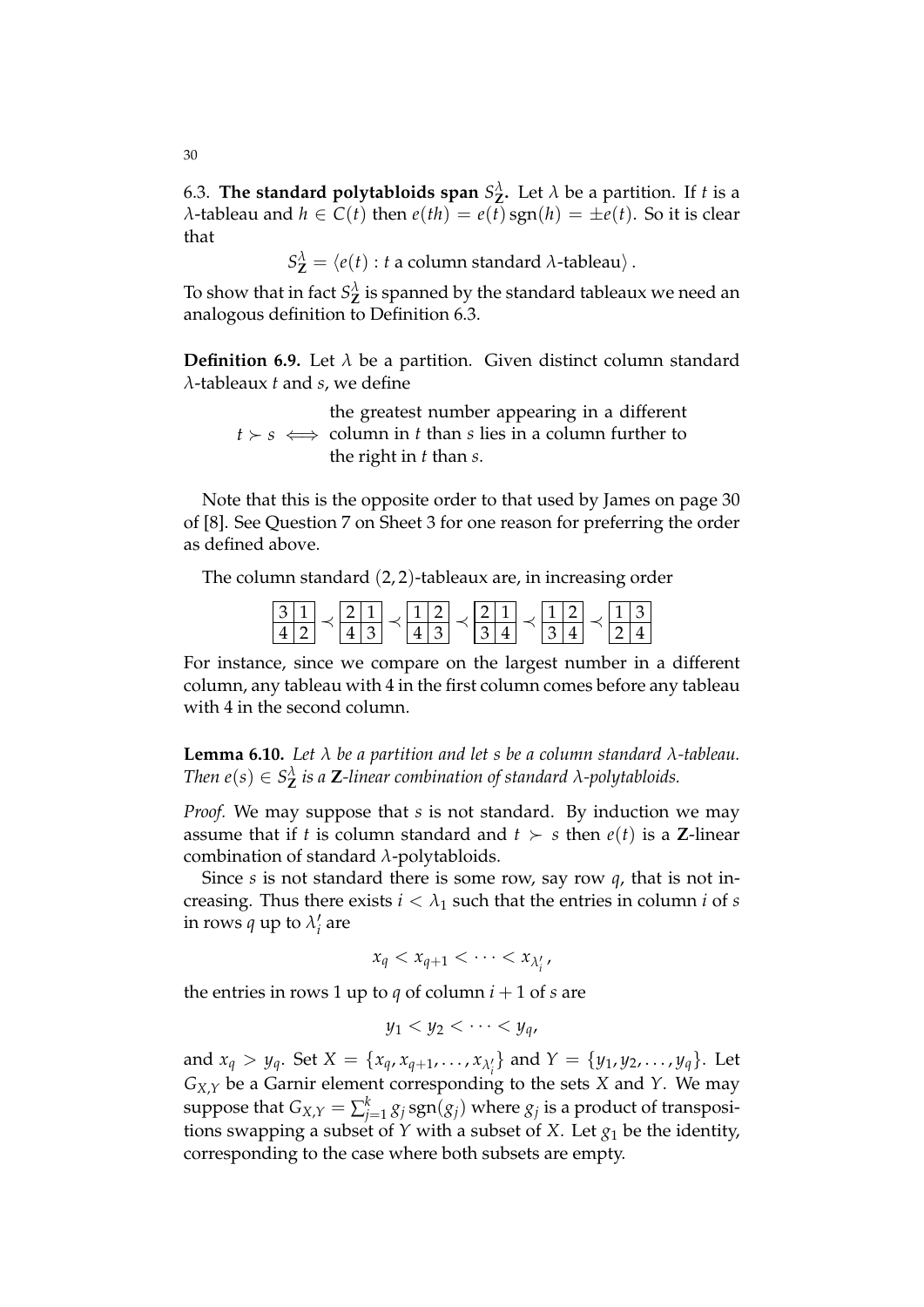6.3. **The standard polytabloids span $S^\lambda_{\mathbf{Z}}$.** Let $\lambda$ be a partition. If $t$ is a $\lambda$-tableau and $h \in C(t)$ then $e(th) = e(t)\,\mathrm{sgn}(h) = \pm e(t)$. So it is clear that

$$S^\lambda_{\mathbf{Z}} = \langle e(t) : t \text{ a column standard } \lambda\text{-tableau} \rangle .$$

To show that in fact $S^\lambda_{\mathbf{Z}}$ is spanned by the standard tableaux we need an analogous definition to Definition 6.3.

**Definition 6.9.** Let $\lambda$ be a partition. Given distinct column standard $\lambda$-tableaux $t$ and $s$, we define

$$t \succ s \iff \begin{array}{l}\text{the greatest number appearing in a different} \\ \text{column in } t \text{ than } s \text{ lies in a column further to} \\ \text{the right in } t \text{ than } s.\end{array}$$

Note that this is the opposite order to that used by James on page 30 of [8]. See Question 7 on Sheet 3 for one reason for preferring the order as defined above.

The column standard $(2,2)$-tableaux are, in increasing order

$$\begin{array}{|c|c|}\hline 3&1\\\hline 4&2\\\hline\end{array} \prec \begin{array}{|c|c|}\hline 2&1\\\hline 4&3\\\hline\end{array} \prec \begin{array}{|c|c|}\hline 1&2\\\hline 4&3\\\hline\end{array} \prec \begin{array}{|c|c|}\hline 2&1\\\hline 3&4\\\hline\end{array} \prec \begin{array}{|c|c|}\hline 1&2\\\hline 3&4\\\hline\end{array} \prec \begin{array}{|c|c|}\hline 1&3\\\hline 2&4\\\hline\end{array}$$

For instance, since we compare on the largest number in a different column, any tableau with 4 in the first column comes before any tableau with 4 in the second column.

**Lemma 6.10.** *Let $\lambda$ be a partition and let $s$ be a column standard $\lambda$-tableau. Then $e(s) \in S^\lambda_{\mathbf{Z}}$ is a $\mathbf{Z}$-linear combination of standard $\lambda$-polytabloids.*

*Proof.* We may suppose that $s$ is not standard. By induction we may assume that if $t$ is column standard and $t \succ s$ then $e(t)$ is a $\mathbf{Z}$-linear combination of standard $\lambda$-polytabloids.

Since $s$ is not standard there is some row, say row $q$, that is not increasing. Thus there exists $i < \lambda_1$ such that the entries in column $i$ of $s$ in rows $q$ up to $\lambda'_i$ are

$$x_q < x_{q+1} < \cdots < x_{\lambda'_i},$$

the entries in rows 1 up to $q$ of column $i+1$ of $s$ are

$$y_1 < y_2 < \cdots < y_q,$$

and $x_q > y_q$. Set $X = \{x_q, x_{q+1}, \ldots, x_{\lambda'_i}\}$ and $Y = \{y_1, y_2, \ldots, y_q\}$. Let $G_{X,Y}$ be a Garnir element corresponding to the sets $X$ and $Y$. We may suppose that $G_{X,Y} = \sum_{j=1}^{k} g_j \,\mathrm{sgn}(g_j)$ where $g_j$ is a product of transpositions swapping a subset of $Y$ with a subset of $X$. Let $g_1$ be the identity, corresponding to the case where both subsets are empty.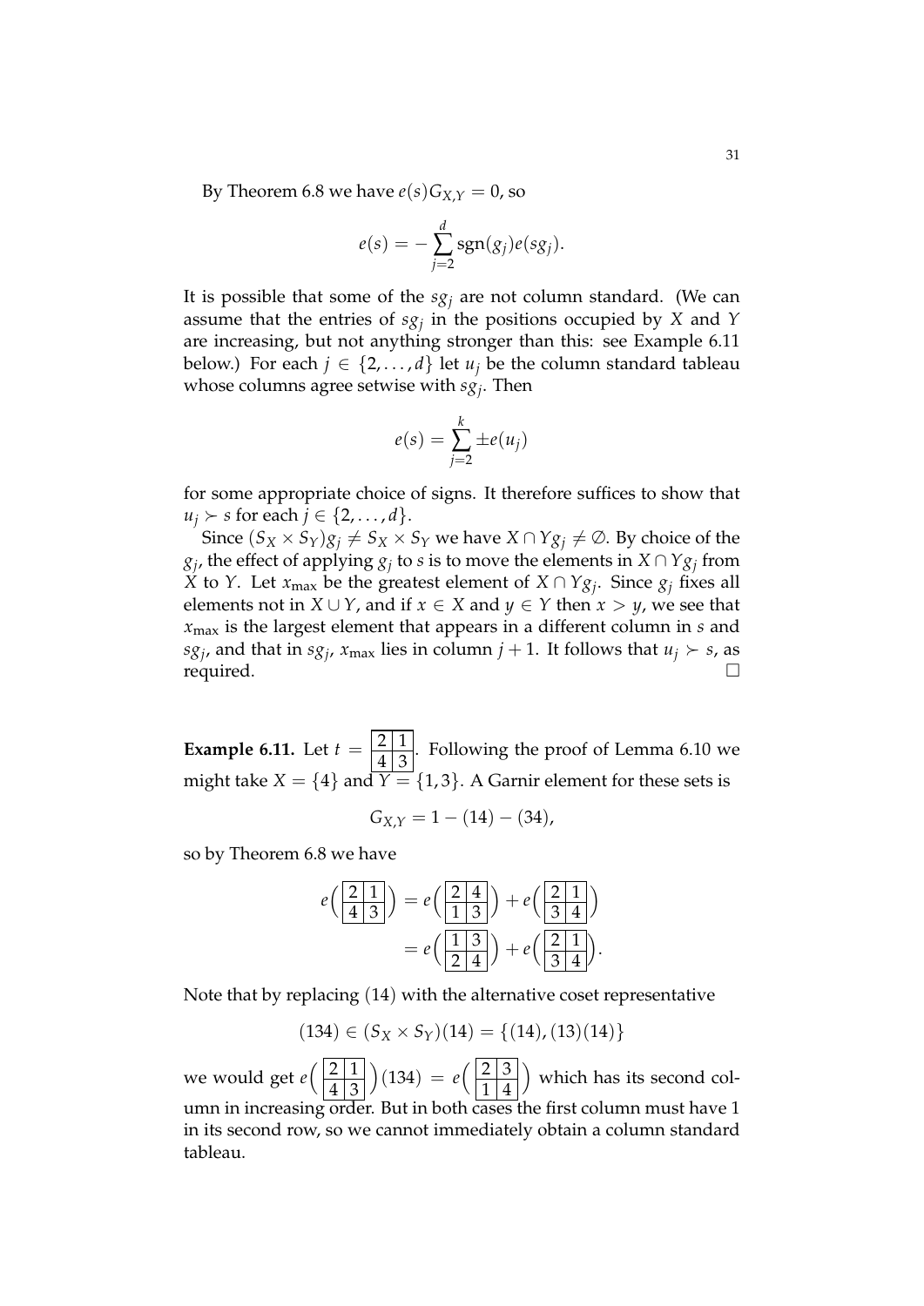By Theorem 6.8 we have $e(s)G_{X,Y} = 0$, so

$$e(s) = -\sum_{j=2}^{d} \operatorname{sgn}(g_j) e(sg_j).$$

It is possible that some of the $sg_j$ are not column standard. (We can assume that the entries of $sg_j$ in the positions occupied by $X$ and $Y$ are increasing, but not anything stronger than this: see Example 6.11 below.) For each $j \in \{2, \ldots, d\}$ let $u_j$ be the column standard tableau whose columns agree setwise with $sg_j$. Then

$$e(s) = \sum_{j=2}^{k} \pm e(u_j)$$

for some appropriate choice of signs. It therefore suffices to show that $u_j \succ s$ for each $j \in \{2, \ldots, d\}$.

Since $(S_X \times S_Y)g_j \neq S_X \times S_Y$ we have $X \cap Yg_j \neq \emptyset$. By choice of the $g_j$, the effect of applying $g_j$ to $s$ is to move the elements in $X \cap Yg_j$ from $X$ to $Y$. Let $x_{\max}$ be the greatest element of $X \cap Yg_j$. Since $g_j$ fixes all elements not in $X \cup Y$, and if $x \in X$ and $y \in Y$ then $x > y$, we see that $x_{\max}$ is the largest element that appears in a different column in $s$ and $sg_j$, and that in $sg_j$, $x_{\max}$ lies in column $j+1$. It follows that $u_j \succ s$, as required. $\square$

**Example 6.11.** Let $t = \begin{array}{|c|c|}\hline 2 & 1 \\ \hline 4 & 3 \\ \hline\end{array}$. Following the proof of Lemma 6.10 we might take $X = \{4\}$ and $Y = \{1, 3\}$. A Garnir element for these sets is

$$G_{X,Y} = 1 - (14) - (34),$$

so by Theorem 6.8 we have

$$\begin{aligned} e\Big(\begin{array}{|c|c|}\hline 2 & 1 \\ \hline 4 & 3 \\ \hline\end{array}\Big) &= e\Big(\begin{array}{|c|c|}\hline 2 & 4 \\ \hline 1 & 3 \\ \hline\end{array}\Big) + e\Big(\begin{array}{|c|c|}\hline 2 & 1 \\ \hline 3 & 4 \\ \hline\end{array}\Big) \\ &= e\Big(\begin{array}{|c|c|}\hline 1 & 3 \\ \hline 2 & 4 \\ \hline\end{array}\Big) + e\Big(\begin{array}{|c|c|}\hline 2 & 1 \\ \hline 3 & 4 \\ \hline\end{array}\Big). \end{aligned}$$

Note that by replacing $(14)$ with the alternative coset representative

$$(134) \in (S_X \times S_Y)(14) = \{(14), (13)(14)\}$$

we would get $e\Big(\begin{array}{|c|c|}\hline 2 & 1 \\ \hline 4 & 3 \\ \hline\end{array}\Big)(134) = e\Big(\begin{array}{|c|c|}\hline 2 & 3 \\ \hline 1 & 4 \\ \hline\end{array}\Big)$ which has its second column in increasing order. But in both cases the first column must have 1 in its second row, so we cannot immediately obtain a column standard tableau.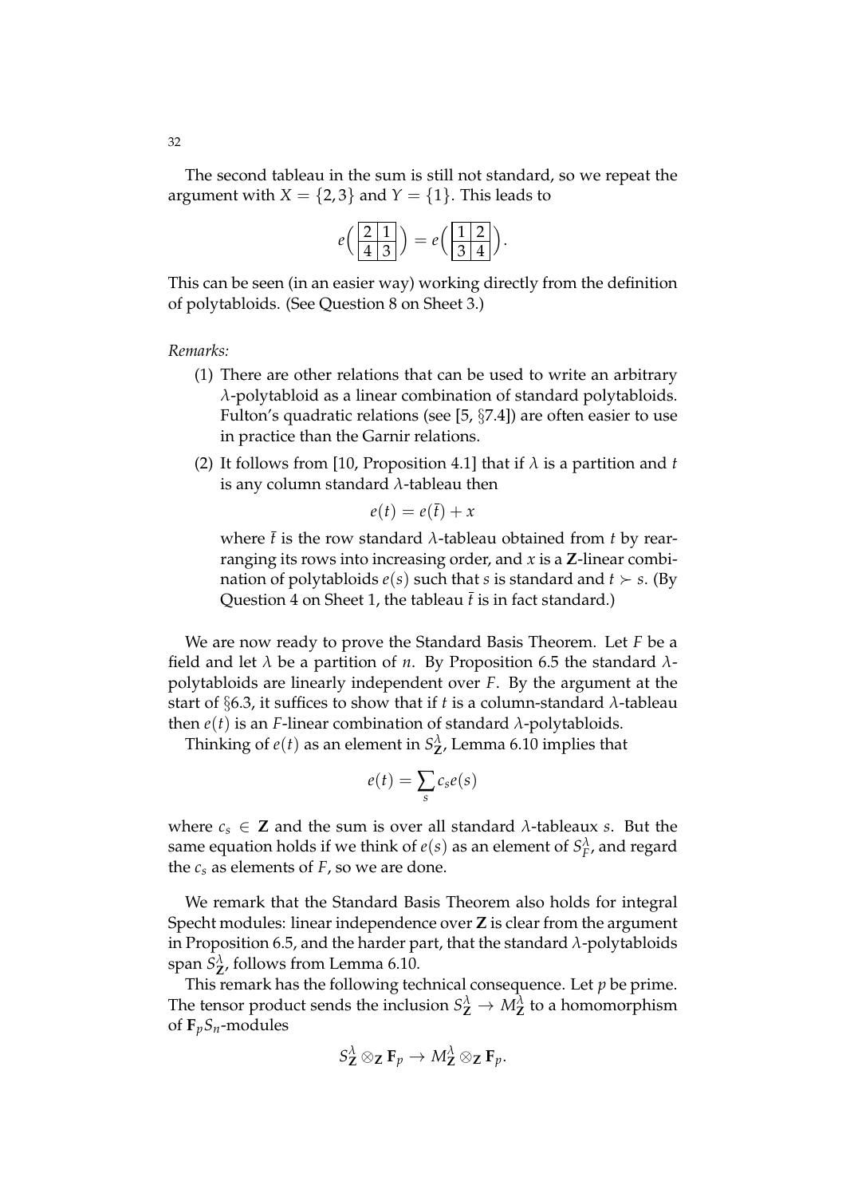The second tableau in the sum is still not standard, so we repeat the argument with $X = \{2, 3\}$ and $Y = \{1\}$. This leads to

$$e\Big(\begin{array}{|c|c|}\hline 2 & 1 \\ \hline 4 & 3 \\ \hline\end{array}\Big) = e\Big(\begin{array}{|c|c|}\hline 1 & 2 \\ \hline 3 & 4 \\ \hline\end{array}\Big).$$

This can be seen (in an easier way) working directly from the definition of polytabloids. (See Question 8 on Sheet 3.)

*Remarks:*

(1) There are other relations that can be used to write an arbitrary $\lambda$-polytabloid as a linear combination of standard polytabloids. Fulton's quadratic relations (see [5, §7.4]) are often easier to use in practice than the Garnir relations.

(2) It follows from [10, Proposition 4.1] that if $\lambda$ is a partition and $t$ is any column standard $\lambda$-tableau then

$$e(t) = e(\bar{t}) + x$$

where $\bar{t}$ is the row standard $\lambda$-tableau obtained from $t$ by rearranging its rows into increasing order, and $x$ is a $\mathbf{Z}$-linear combination of polytabloids $e(s)$ such that $s$ is standard and $t \succ s$. (By Question 4 on Sheet 1, the tableau $\bar{t}$ is in fact standard.)

We are now ready to prove the Standard Basis Theorem. Let $F$ be a field and let $\lambda$ be a partition of $n$. By Proposition 6.5 the standard $\lambda$-polytabloids are linearly independent over $F$. By the argument at the start of §6.3, it suffices to show that if $t$ is a column-standard $\lambda$-tableau then $e(t)$ is an $F$-linear combination of standard $\lambda$-polytabloids.

Thinking of $e(t)$ as an element in $S^\lambda_{\mathbf{Z}}$, Lemma 6.10 implies that

$$e(t) = \sum_s c_s e(s)$$

where $c_s \in \mathbf{Z}$ and the sum is over all standard $\lambda$-tableaux $s$. But the same equation holds if we think of $e(s)$ as an element of $S^\lambda_F$, and regard the $c_s$ as elements of $F$, so we are done.

We remark that the Standard Basis Theorem also holds for integral Specht modules: linear independence over $\mathbf{Z}$ is clear from the argument in Proposition 6.5, and the harder part, that the standard $\lambda$-polytabloids span $S^\lambda_{\mathbf{Z}}$, follows from Lemma 6.10.

This remark has the following technical consequence. Let $p$ be prime. The tensor product sends the inclusion $S^\lambda_{\mathbf{Z}} \to M^\lambda_{\mathbf{Z}}$ to a homomorphism of $\mathbf{F}_p S_n$-modules

$$S^\lambda_{\mathbf{Z}} \otimes_{\mathbf{Z}} \mathbf{F}_p \to M^\lambda_{\mathbf{Z}} \otimes_{\mathbf{Z}} \mathbf{F}_p.$$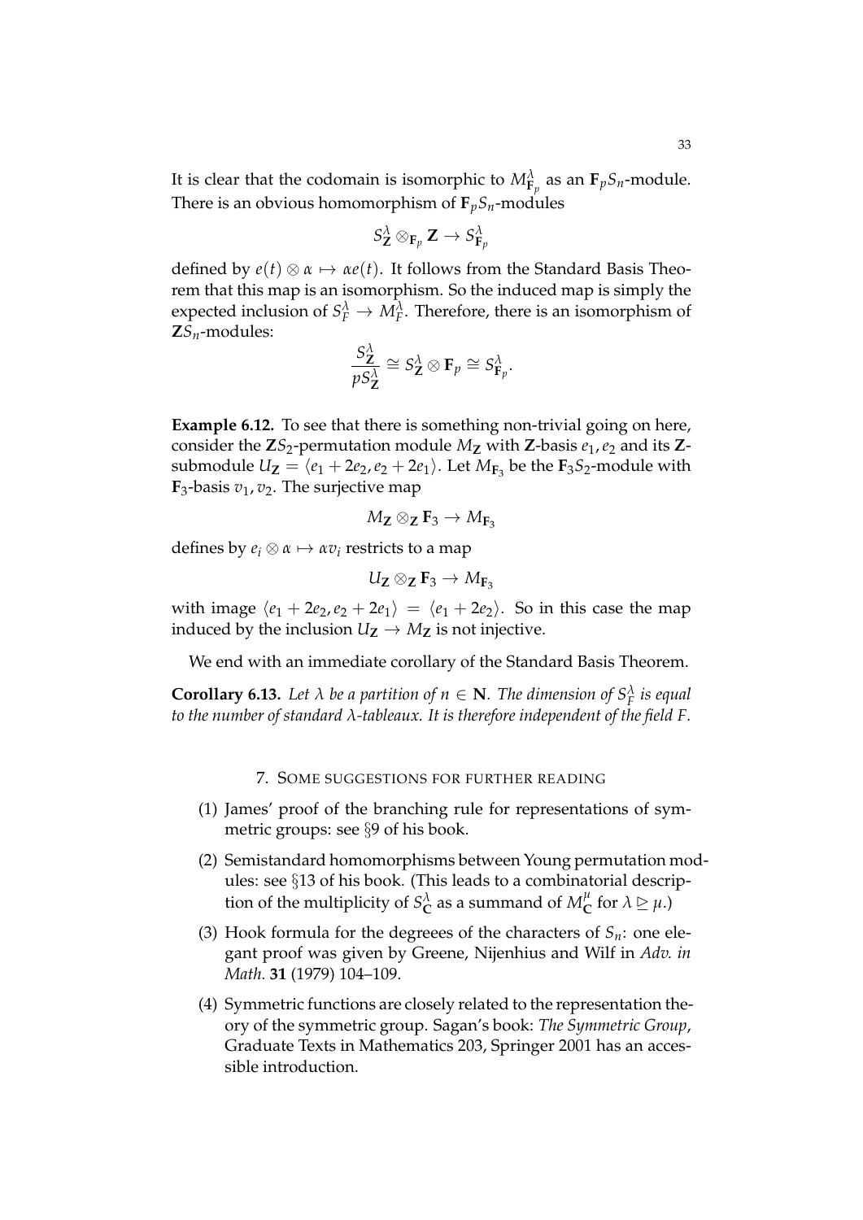It is clear that the codomain is isomorphic to $M^\lambda_{\mathbf{F}_p}$ as an $\mathbf{F}_p S_n$-module. There is an obvious homomorphism of $\mathbf{F}_p S_n$-modules

$$S^\lambda_{\mathbf{Z}} \otimes_{\mathbf{F}_p} \mathbf{Z} \to S^\lambda_{\mathbf{F}_p}$$

defined by $e(t) \otimes \alpha \mapsto \alpha e(t)$. It follows from the Standard Basis Theorem that this map is an isomorphism. So the induced map is simply the expected inclusion of $S^\lambda_F \to M^\lambda_F$. Therefore, there is an isomorphism of $\mathbf{Z}S_n$-modules:

$$\frac{S^\lambda_{\mathbf{Z}}}{pS^\lambda_{\mathbf{Z}}} \cong S^\lambda_{\mathbf{Z}} \otimes \mathbf{F}_p \cong S^\lambda_{\mathbf{F}_p}.$$

**Example 6.12.** To see that there is something non-trivial going on here, consider the $\mathbf{Z}S_2$-permutation module $M_{\mathbf{Z}}$ with $\mathbf{Z}$-basis $e_1, e_2$ and its $\mathbf{Z}$-submodule $U_{\mathbf{Z}} = \langle e_1 + 2e_2, e_2 + 2e_1 \rangle$. Let $M_{\mathbf{F}_3}$ be the $\mathbf{F}_3 S_2$-module with $\mathbf{F}_3$-basis $v_1, v_2$. The surjective map

$$M_{\mathbf{Z}} \otimes_{\mathbf{Z}} \mathbf{F}_3 \to M_{\mathbf{F}_3}$$

defines by $e_i \otimes \alpha \mapsto \alpha v_i$ restricts to a map

$$U_{\mathbf{Z}} \otimes_{\mathbf{Z}} \mathbf{F}_3 \to M_{\mathbf{F}_3}$$

with image $\langle e_1 + 2e_2, e_2 + 2e_1 \rangle = \langle e_1 + 2e_2 \rangle$. So in this case the map induced by the inclusion $U_{\mathbf{Z}} \to M_{\mathbf{Z}}$ is not injective.

We end with an immediate corollary of the Standard Basis Theorem.

**Corollary 6.13.** *Let $\lambda$ be a partition of $n \in \mathbf{N}$. The dimension of $S^\lambda_F$ is equal to the number of standard $\lambda$-tableaux. It is therefore independent of the field $F$.*

## 7. Some suggestions for further reading

1. James' proof of the branching rule for representations of symmetric groups: see §9 of his book.
2. Semistandard homomorphisms between Young permutation modules: see §13 of his book. (This leads to a combinatorial description of the multiplicity of $S^\lambda_{\mathbf{C}}$ as a summand of $M^\mu_{\mathbf{C}}$ for $\lambda \trianglerighteq \mu$.)
3. Hook formula for the degreees of the characters of $S_n$: one elegant proof was given by Greene, Nijenhius and Wilf in *Adv. in Math.* **31** (1979) 104–109.
4. Symmetric functions are closely related to the representation theory of the symmetric group. Sagan's book: *The Symmetric Group*, Graduate Texts in Mathematics 203, Springer 2001 has an accessible introduction.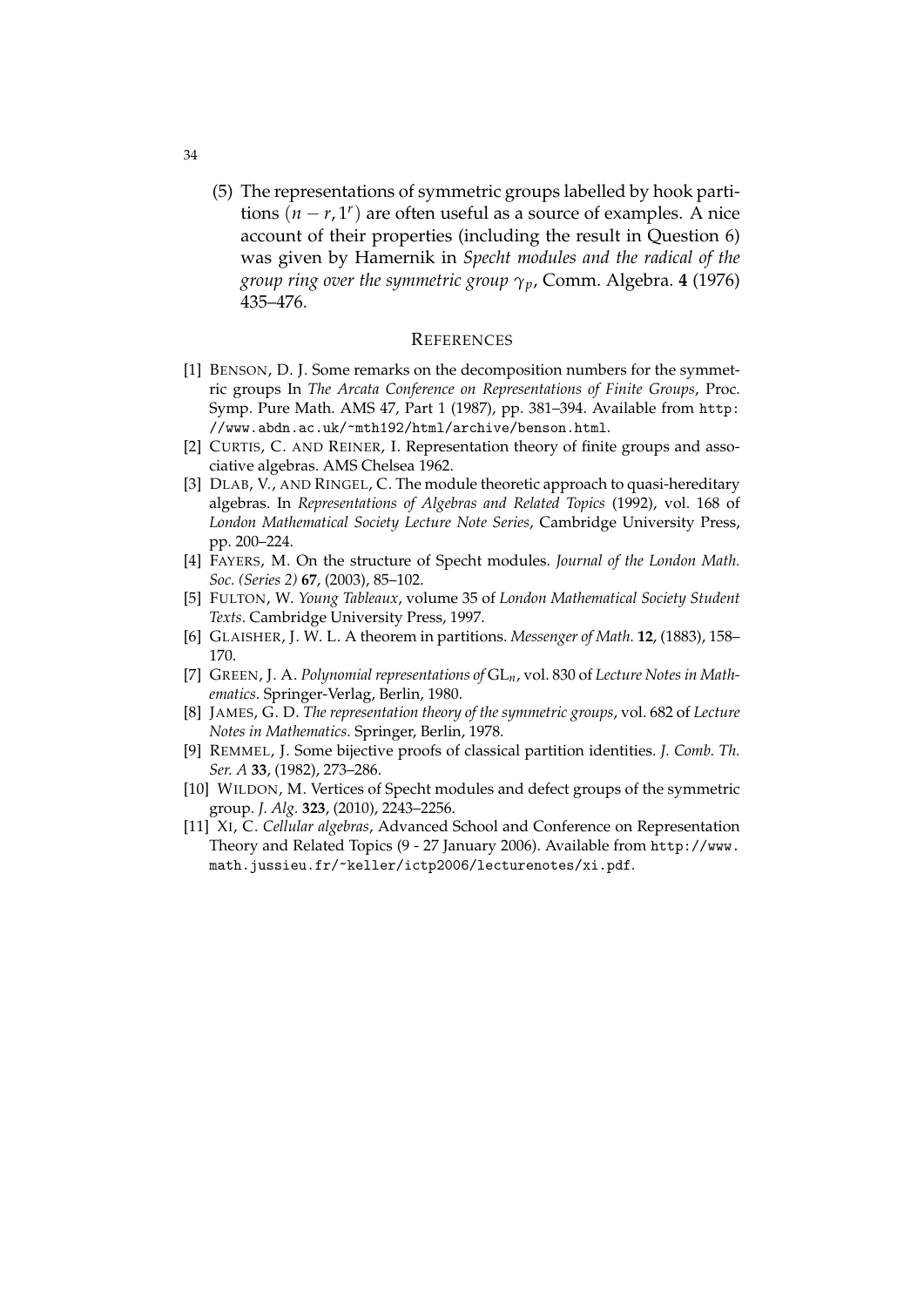(5) The representations of symmetric groups labelled by hook partitions $(n-r, 1^r)$ are often useful as a source of examples. A nice account of their properties (including the result in Question 6) was given by Hamernik in *Specht modules and the radical of the group ring over the symmetric group $\gamma_p$*, Comm. Algebra. **4** (1976) 435–476.

## REFERENCES

[1] BENSON, D. J. Some remarks on the decomposition numbers for the symmetric groups In *The Arcata Conference on Representations of Finite Groups*, Proc. Symp. Pure Math. AMS 47, Part 1 (1987), pp. 381–394. Available from http://www.abdn.ac.uk/~mth192/html/archive/benson.html.

[2] CURTIS, C. AND REINER, I. Representation theory of finite groups and associative algebras. AMS Chelsea 1962.

[3] DLAB, V., AND RINGEL, C. The module theoretic approach to quasi-hereditary algebras. In *Representations of Algebras and Related Topics* (1992), vol. 168 of *London Mathematical Society Lecture Note Series*, Cambridge University Press, pp. 200–224.

[4] FAYERS, M. On the structure of Specht modules. *Journal of the London Math. Soc. (Series 2)* **67**, (2003), 85–102.

[5] FULTON, W. *Young Tableaux*, volume 35 of *London Mathematical Society Student Texts*. Cambridge University Press, 1997.

[6] GLAISHER, J. W. L. A theorem in partitions. *Messenger of Math.* **12**, (1883), 158–170.

[7] GREEN, J. A. *Polynomial representations of* $\mathrm{GL}_n$, vol. 830 of *Lecture Notes in Mathematics*. Springer-Verlag, Berlin, 1980.

[8] JAMES, G. D. *The representation theory of the symmetric groups*, vol. 682 of *Lecture Notes in Mathematics*. Springer, Berlin, 1978.

[9] REMMEL, J. Some bijective proofs of classical partition identities. *J. Comb. Th. Ser. A* **33**, (1982), 273–286.

[10] WILDON, M. Vertices of Specht modules and defect groups of the symmetric group. *J. Alg.* **323**, (2010), 2243–2256.

[11] XI, C. *Cellular algebras*, Advanced School and Conference on Representation Theory and Related Topics (9 - 27 January 2006). Available from http://www.math.jussieu.fr/~keller/ictp2006/lecturenotes/xi.pdf.